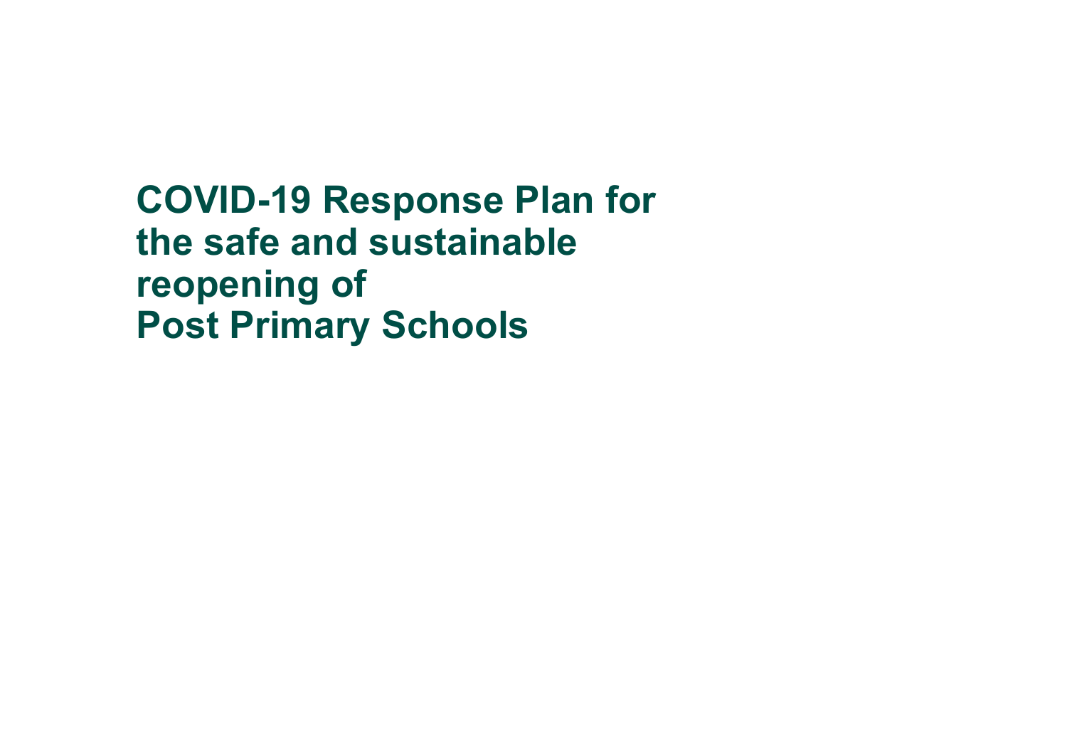# COVID-19 Response Plan for the safe and sustainable reopening of Post Primary Schools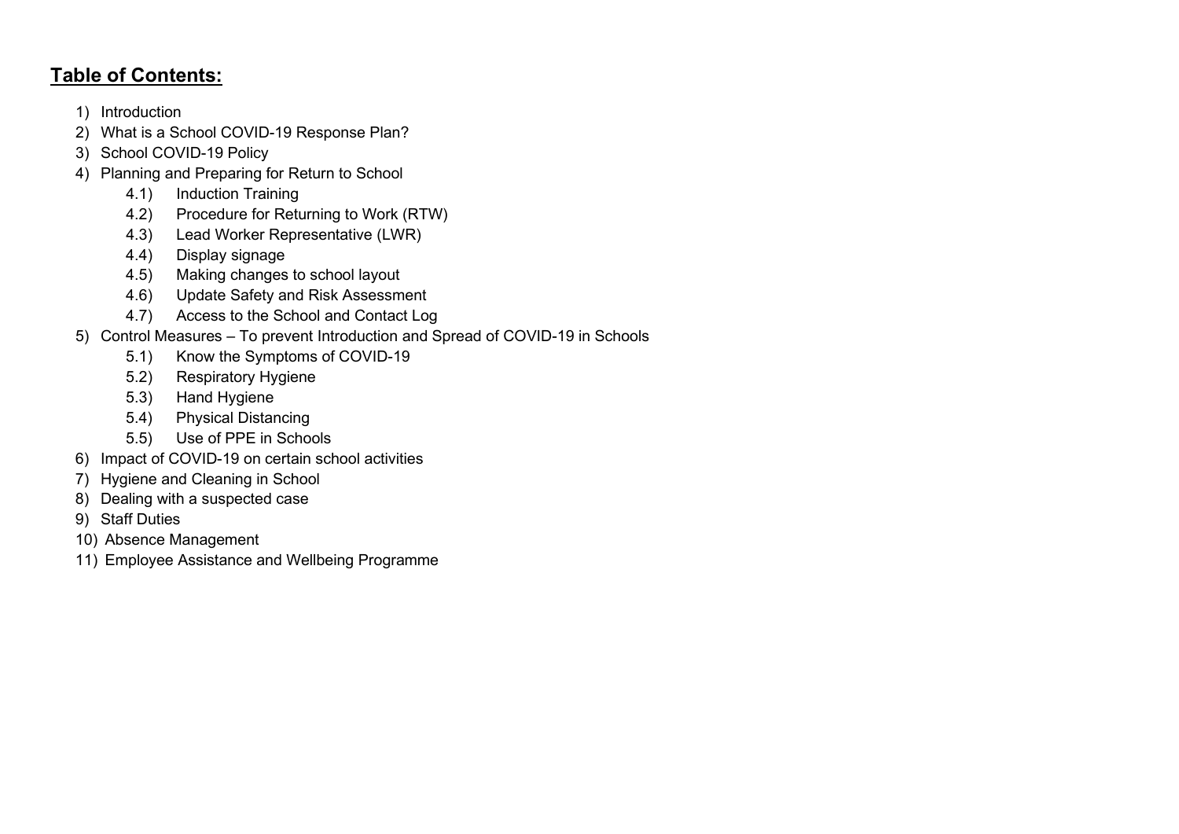## **Table of Contents:**

1) Introduction
2) What is a School COVID-19 Response Plan?
3) School COVID-19 Policy
4) Planning and Preparing for Return to School
    - 4.1) Induction Training
    - 4.2) Procedure for Returning to Work (RTW)
    - 4.3) Lead Worker Representative (LWR)
    - 4.4) Display signage
    - 4.5) Making changes to school layout
    - 4.6) Update Safety and Risk Assessment
    - 4.7) Access to the School and Contact Log
5) Control Measures – To prevent Introduction and Spread of COVID-19 in Schools
    - 5.1) Know the Symptoms of COVID-19
    - 5.2) Respiratory Hygiene
    - 5.3) Hand Hygiene
    - 5.4) Physical Distancing
    - 5.5) Use of PPE in Schools
6) Impact of COVID-19 on certain school activities
7) Hygiene and Cleaning in School
8) Dealing with a suspected case
9) Staff Duties
10) Absence Management
11) Employee Assistance and Wellbeing Programme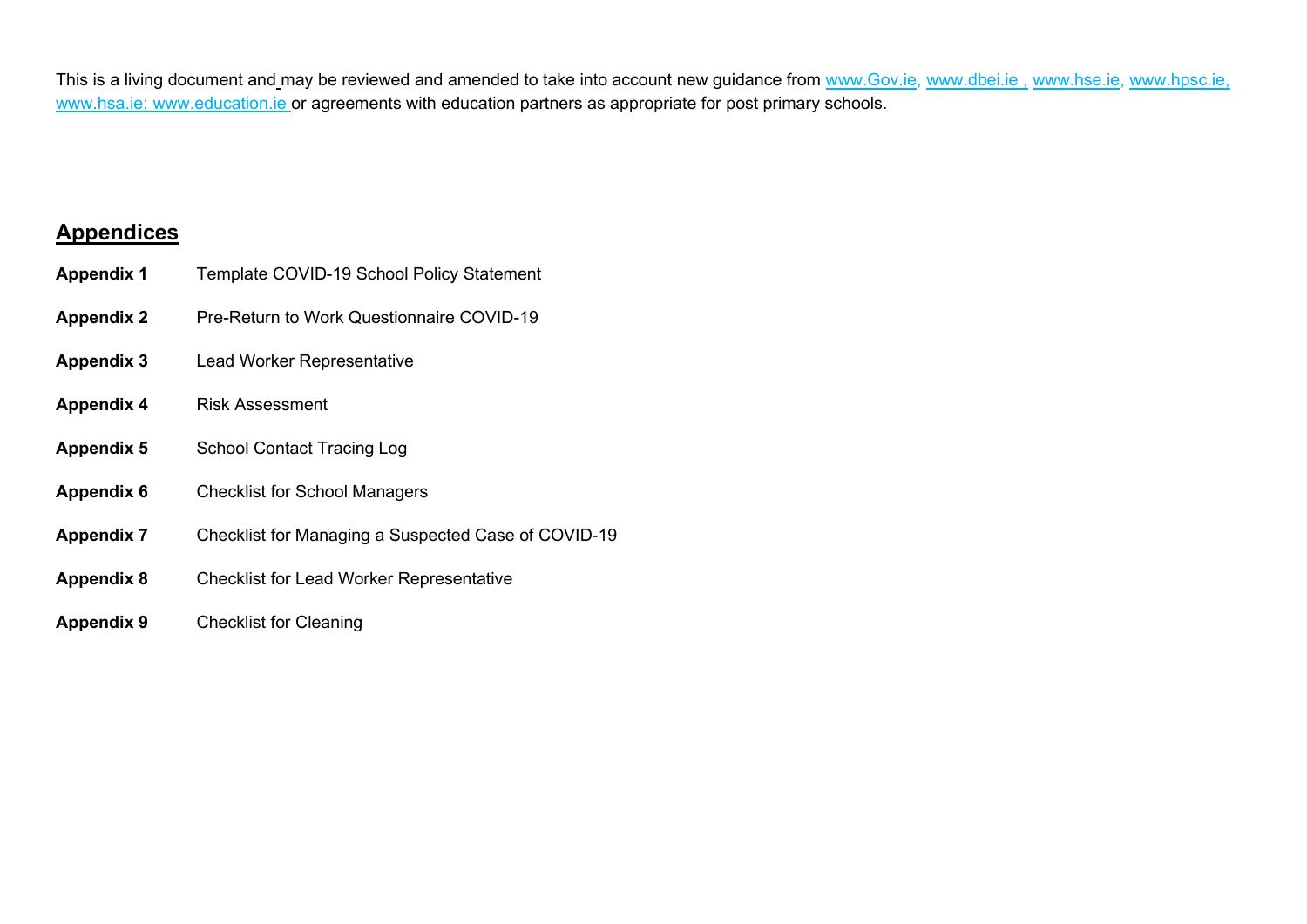This is a living document and may be reviewed and amended to take into account new guidance from www.Gov.ie, www.dbei.ie , www.hse.ie, www.hpsc.ie, www.hsa.ie; www.education.ie or agreements with education partners as appropriate for post primary schools.

## Appendices

**Appendix 1** Template COVID-19 School Policy Statement

**Appendix 2** Pre-Return to Work Questionnaire COVID-19

**Appendix 3** Lead Worker Representative

**Appendix 4** Risk Assessment

**Appendix 5** School Contact Tracing Log

**Appendix 6** Checklist for School Managers

**Appendix 7** Checklist for Managing a Suspected Case of COVID-19

**Appendix 8** Checklist for Lead Worker Representative

**Appendix 9** Checklist for Cleaning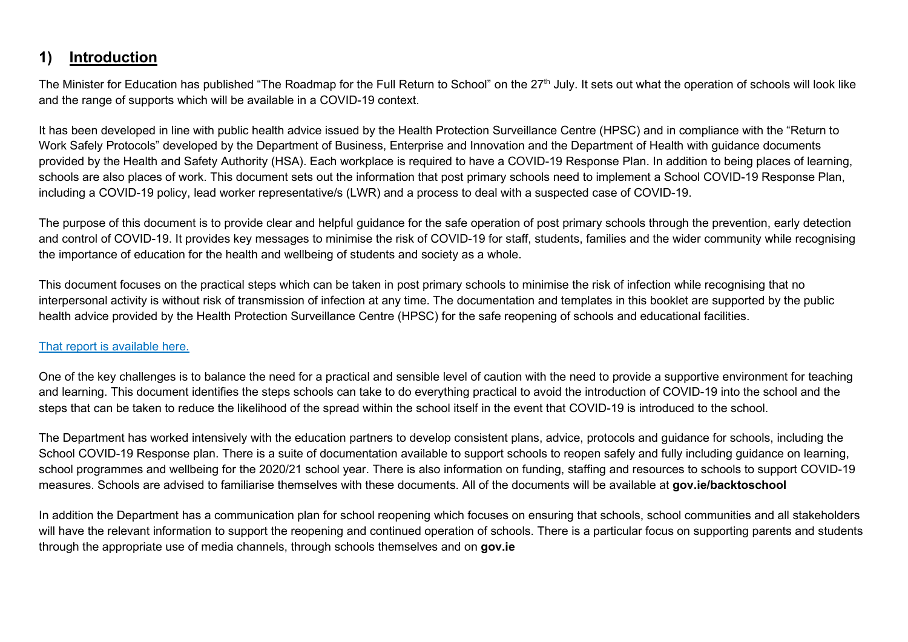## 1) Introduction

The Minister for Education has published "The Roadmap for the Full Return to School" on the 27th July. It sets out what the operation of schools will look like and the range of supports which will be available in a COVID-19 context.

It has been developed in line with public health advice issued by the Health Protection Surveillance Centre (HPSC) and in compliance with the "Return to Work Safely Protocols" developed by the Department of Business, Enterprise and Innovation and the Department of Health with guidance documents provided by the Health and Safety Authority (HSA). Each workplace is required to have a COVID-19 Response Plan. In addition to being places of learning, schools are also places of work. This document sets out the information that post primary schools need to implement a School COVID-19 Response Plan, including a COVID-19 policy, lead worker representative/s (LWR) and a process to deal with a suspected case of COVID-19.

The purpose of this document is to provide clear and helpful guidance for the safe operation of post primary schools through the prevention, early detection and control of COVID-19. It provides key messages to minimise the risk of COVID-19 for staff, students, families and the wider community while recognising the importance of education for the health and wellbeing of students and society as a whole.

This document focuses on the practical steps which can be taken in post primary schools to minimise the risk of infection while recognising that no interpersonal activity is without risk of transmission of infection at any time. The documentation and templates in this booklet are supported by the public health advice provided by the Health Protection Surveillance Centre (HPSC) for the safe reopening of schools and educational facilities.

That report is available here.

One of the key challenges is to balance the need for a practical and sensible level of caution with the need to provide a supportive environment for teaching and learning. This document identifies the steps schools can take to do everything practical to avoid the introduction of COVID-19 into the school and the steps that can be taken to reduce the likelihood of the spread within the school itself in the event that COVID-19 is introduced to the school.

The Department has worked intensively with the education partners to develop consistent plans, advice, protocols and guidance for schools, including the School COVID-19 Response plan. There is a suite of documentation available to support schools to reopen safely and fully including guidance on learning, school programmes and wellbeing for the 2020/21 school year. There is also information on funding, staffing and resources to schools to support COVID-19 measures. Schools are advised to familiarise themselves with these documents. All of the documents will be available at **gov.ie/backtoschool**

In addition the Department has a communication plan for school reopening which focuses on ensuring that schools, school communities and all stakeholders will have the relevant information to support the reopening and continued operation of schools. There is a particular focus on supporting parents and students through the appropriate use of media channels, through schools themselves and on **gov.ie**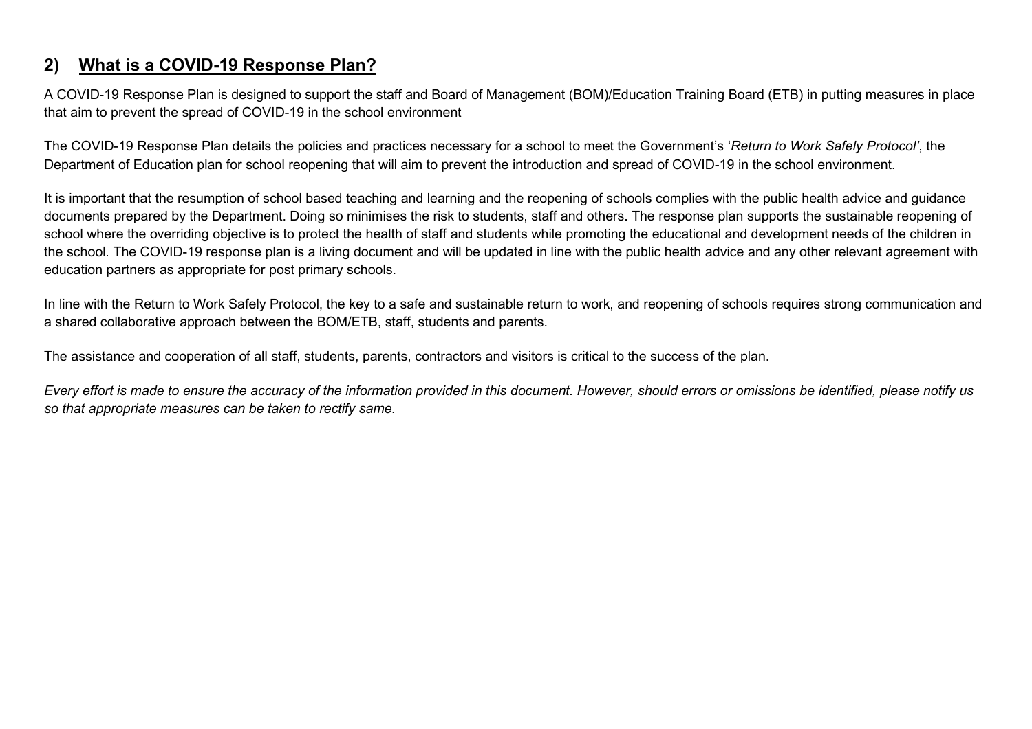## 2) What is a COVID-19 Response Plan?

A COVID-19 Response Plan is designed to support the staff and Board of Management (BOM)/Education Training Board (ETB) in putting measures in place that aim to prevent the spread of COVID-19 in the school environment

The COVID-19 Response Plan details the policies and practices necessary for a school to meet the Government's '*Return to Work Safely Protocol*', the Department of Education plan for school reopening that will aim to prevent the introduction and spread of COVID-19 in the school environment.

It is important that the resumption of school based teaching and learning and the reopening of schools complies with the public health advice and guidance documents prepared by the Department. Doing so minimises the risk to students, staff and others. The response plan supports the sustainable reopening of school where the overriding objective is to protect the health of staff and students while promoting the educational and development needs of the children in the school. The COVID-19 response plan is a living document and will be updated in line with the public health advice and any other relevant agreement with education partners as appropriate for post primary schools.

In line with the Return to Work Safely Protocol, the key to a safe and sustainable return to work, and reopening of schools requires strong communication and a shared collaborative approach between the BOM/ETB, staff, students and parents.

The assistance and cooperation of all staff, students, parents, contractors and visitors is critical to the success of the plan.

*Every effort is made to ensure the accuracy of the information provided in this document. However, should errors or omissions be identified, please notify us so that appropriate measures can be taken to rectify same.*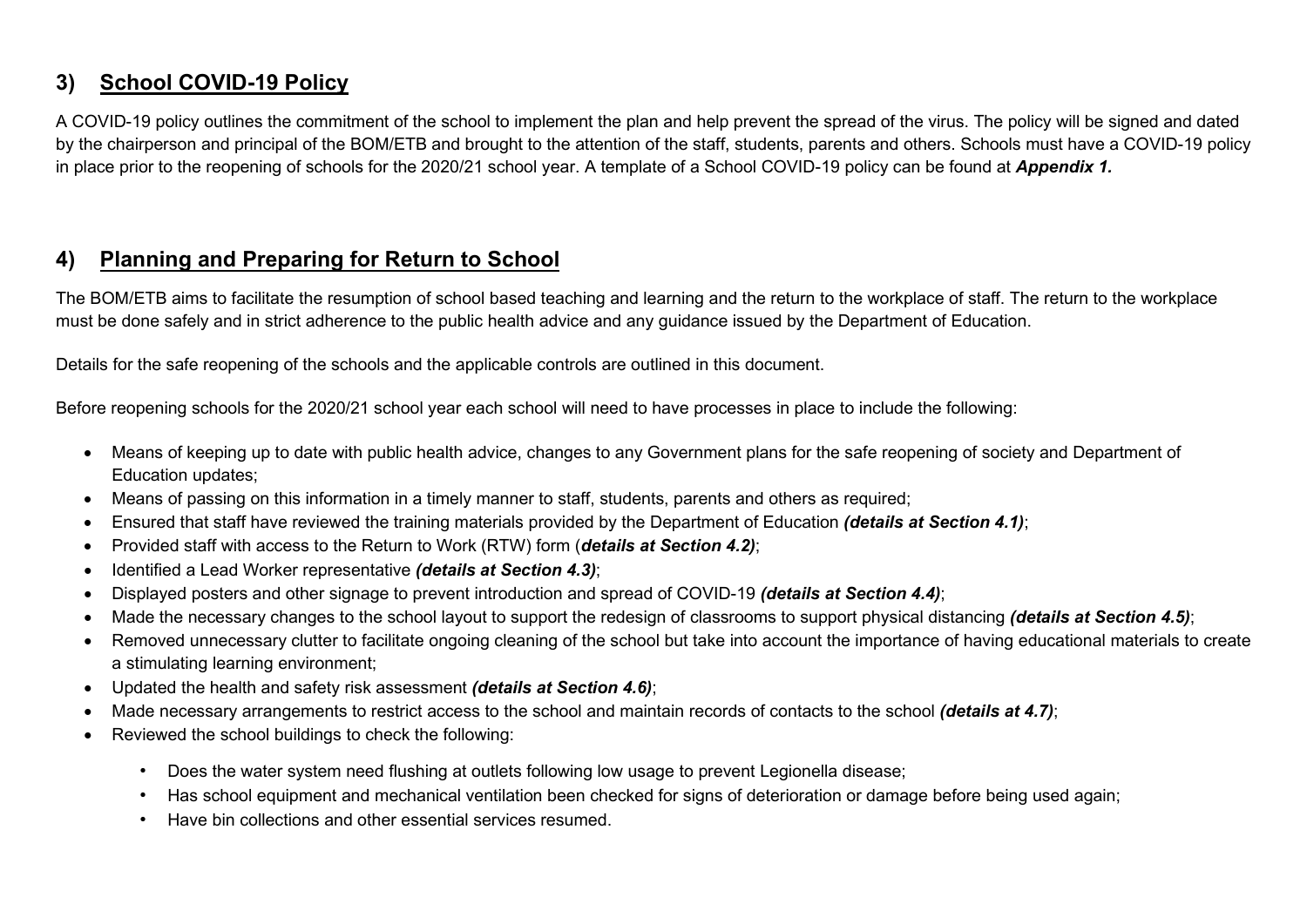## 3) <u>School COVID-19 Policy</u>

A COVID-19 policy outlines the commitment of the school to implement the plan and help prevent the spread of the virus. The policy will be signed and dated by the chairperson and principal of the BOM/ETB and brought to the attention of the staff, students, parents and others. Schools must have a COVID-19 policy in place prior to the reopening of schools for the 2020/21 school year. A template of a School COVID-19 policy can be found at ***Appendix 1.***

## 4) <u>Planning and Preparing for Return to School</u>

The BOM/ETB aims to facilitate the resumption of school based teaching and learning and the return to the workplace of staff. The return to the workplace must be done safely and in strict adherence to the public health advice and any guidance issued by the Department of Education.

Details for the safe reopening of the schools and the applicable controls are outlined in this document.

Before reopening schools for the 2020/21 school year each school will need to have processes in place to include the following:

- Means of keeping up to date with public health advice, changes to any Government plans for the safe reopening of society and Department of Education updates;
- Means of passing on this information in a timely manner to staff, students, parents and others as required;
- Ensured that staff have reviewed the training materials provided by the Department of Education ***(details at Section 4.1)***;
- Provided staff with access to the Return to Work (RTW) form (***details at Section 4.2)***;
- Identified a Lead Worker representative ***(details at Section 4.3)***;
- Displayed posters and other signage to prevent introduction and spread of COVID-19 ***(details at Section 4.4)***;
- Made the necessary changes to the school layout to support the redesign of classrooms to support physical distancing ***(details at Section 4.5)***;
- Removed unnecessary clutter to facilitate ongoing cleaning of the school but take into account the importance of having educational materials to create a stimulating learning environment;
- Updated the health and safety risk assessment ***(details at Section 4.6)***;
- Made necessary arrangements to restrict access to the school and maintain records of contacts to the school ***(details at 4.7)***;
- Reviewed the school buildings to check the following:
  - Does the water system need flushing at outlets following low usage to prevent Legionella disease;
  - Has school equipment and mechanical ventilation been checked for signs of deterioration or damage before being used again;
  - Have bin collections and other essential services resumed.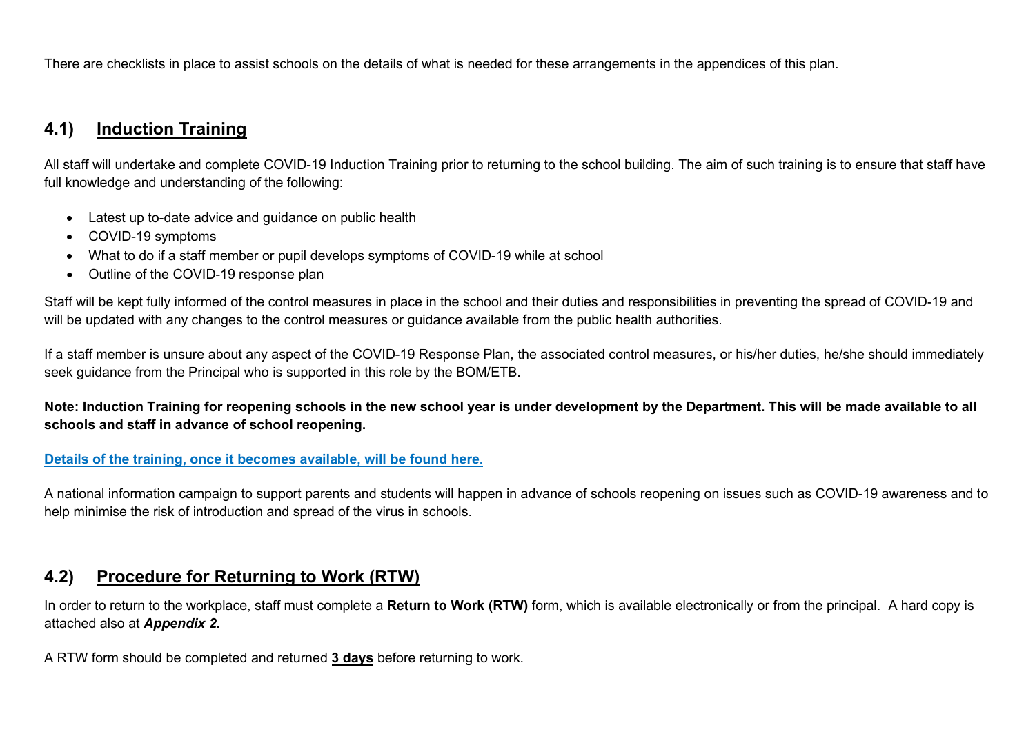There are checklists in place to assist schools on the details of what is needed for these arrangements in the appendices of this plan.

## 4.1) Induction Training

All staff will undertake and complete COVID-19 Induction Training prior to returning to the school building. The aim of such training is to ensure that staff have full knowledge and understanding of the following:

- Latest up to-date advice and guidance on public health
- COVID-19 symptoms
- What to do if a staff member or pupil develops symptoms of COVID-19 while at school
- Outline of the COVID-19 response plan

Staff will be kept fully informed of the control measures in place in the school and their duties and responsibilities in preventing the spread of COVID-19 and will be updated with any changes to the control measures or guidance available from the public health authorities.

If a staff member is unsure about any aspect of the COVID-19 Response Plan, the associated control measures, or his/her duties, he/she should immediately seek guidance from the Principal who is supported in this role by the BOM/ETB.

**Note: Induction Training for reopening schools in the new school year is under development by the Department. This will be made available to all schools and staff in advance of school reopening.**

**Details of the training, once it becomes available, will be found here.**

A national information campaign to support parents and students will happen in advance of schools reopening on issues such as COVID-19 awareness and to help minimise the risk of introduction and spread of the virus in schools.

## 4.2) Procedure for Returning to Work (RTW)

In order to return to the workplace, staff must complete a **Return to Work (RTW)** form, which is available electronically or from the principal. A hard copy is attached also at ***Appendix 2.***

A RTW form should be completed and returned **3 days** before returning to work.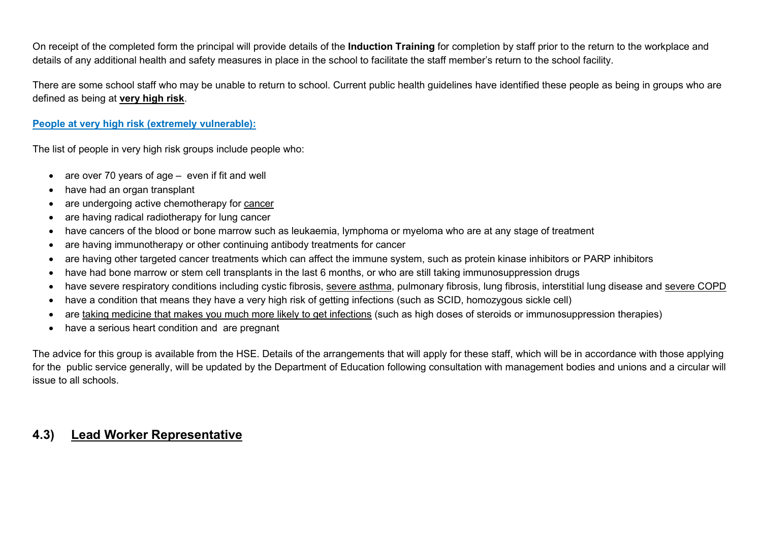On receipt of the completed form the principal will provide details of the **Induction Training** for completion by staff prior to the return to the workplace and details of any additional health and safety measures in place in the school to facilitate the staff member's return to the school facility.

There are some school staff who may be unable to return to school. Current public health guidelines have identified these people as being in groups who are defined as being at **very high risk**.

**People at very high risk (extremely vulnerable):**

The list of people in very high risk groups include people who:

- are over 70 years of age – even if fit and well
- have had an organ transplant
- are undergoing active chemotherapy for cancer
- are having radical radiotherapy for lung cancer
- have cancers of the blood or bone marrow such as leukaemia, lymphoma or myeloma who are at any stage of treatment
- are having immunotherapy or other continuing antibody treatments for cancer
- are having other targeted cancer treatments which can affect the immune system, such as protein kinase inhibitors or PARP inhibitors
- have had bone marrow or stem cell transplants in the last 6 months, or who are still taking immunosuppression drugs
- have severe respiratory conditions including cystic fibrosis, severe asthma, pulmonary fibrosis, lung fibrosis, interstitial lung disease and severe COPD
- have a condition that means they have a very high risk of getting infections (such as SCID, homozygous sickle cell)
- are taking medicine that makes you much more likely to get infections (such as high doses of steroids or immunosuppression therapies)
- have a serious heart condition and are pregnant

The advice for this group is available from the HSE. Details of the arrangements that will apply for these staff, which will be in accordance with those applying for the public service generally, will be updated by the Department of Education following consultation with management bodies and unions and a circular will issue to all schools.

## 4.3) Lead Worker Representative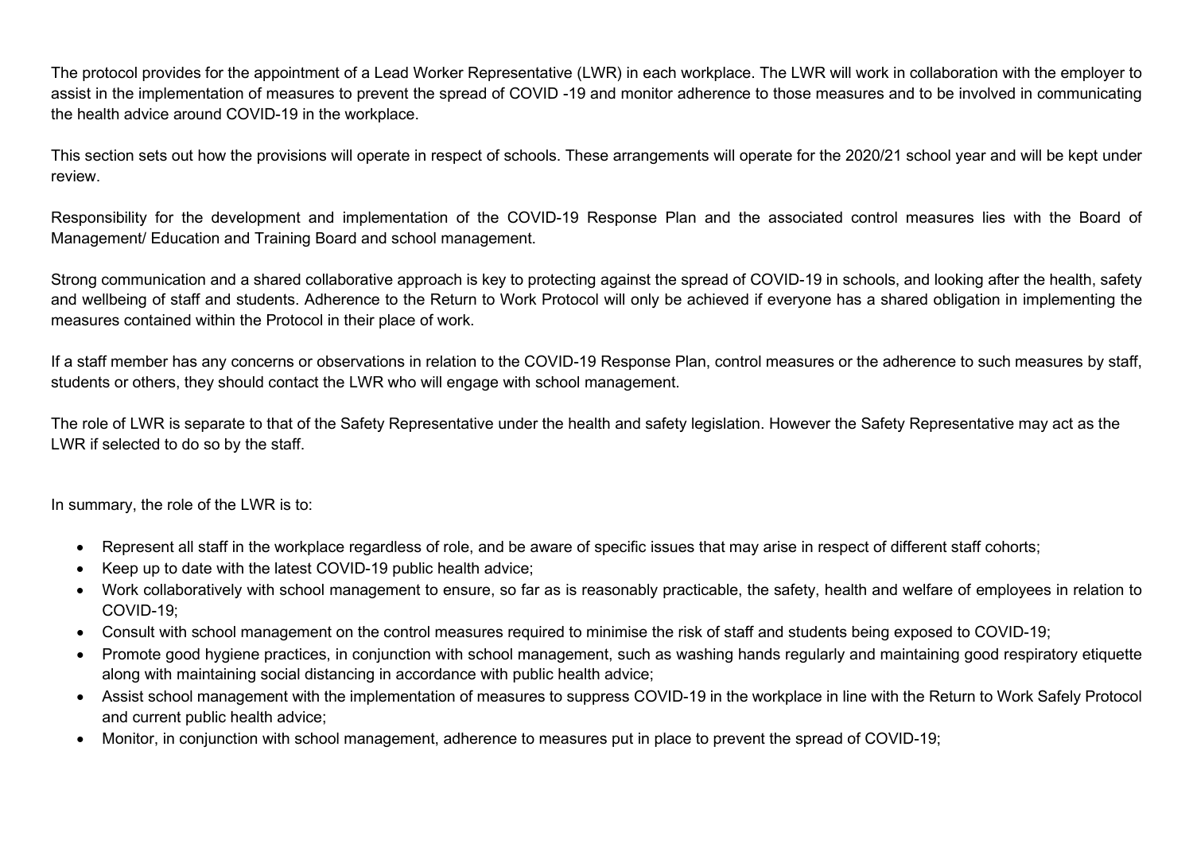The protocol provides for the appointment of a Lead Worker Representative (LWR) in each workplace. The LWR will work in collaboration with the employer to assist in the implementation of measures to prevent the spread of COVID -19 and monitor adherence to those measures and to be involved in communicating the health advice around COVID-19 in the workplace.

This section sets out how the provisions will operate in respect of schools. These arrangements will operate for the 2020/21 school year and will be kept under review.

Responsibility for the development and implementation of the COVID-19 Response Plan and the associated control measures lies with the Board of Management/ Education and Training Board and school management.

Strong communication and a shared collaborative approach is key to protecting against the spread of COVID-19 in schools, and looking after the health, safety and wellbeing of staff and students. Adherence to the Return to Work Protocol will only be achieved if everyone has a shared obligation in implementing the measures contained within the Protocol in their place of work.

If a staff member has any concerns or observations in relation to the COVID-19 Response Plan, control measures or the adherence to such measures by staff, students or others, they should contact the LWR who will engage with school management.

The role of LWR is separate to that of the Safety Representative under the health and safety legislation. However the Safety Representative may act as the LWR if selected to do so by the staff.

In summary, the role of the LWR is to:

- Represent all staff in the workplace regardless of role, and be aware of specific issues that may arise in respect of different staff cohorts;
- Keep up to date with the latest COVID-19 public health advice;
- Work collaboratively with school management to ensure, so far as is reasonably practicable, the safety, health and welfare of employees in relation to COVID-19;
- Consult with school management on the control measures required to minimise the risk of staff and students being exposed to COVID-19;
- Promote good hygiene practices, in conjunction with school management, such as washing hands regularly and maintaining good respiratory etiquette along with maintaining social distancing in accordance with public health advice;
- Assist school management with the implementation of measures to suppress COVID-19 in the workplace in line with the Return to Work Safely Protocol and current public health advice;
- Monitor, in conjunction with school management, adherence to measures put in place to prevent the spread of COVID-19;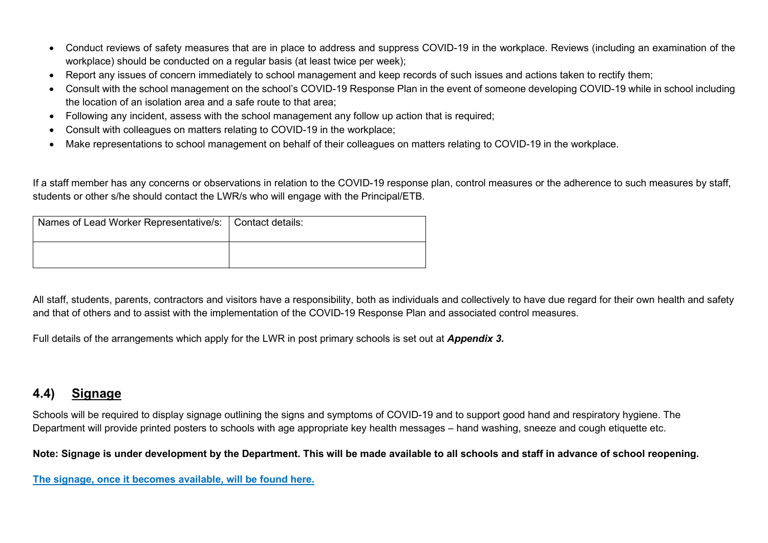- Conduct reviews of safety measures that are in place to address and suppress COVID-19 in the workplace. Reviews (including an examination of the workplace) should be conducted on a regular basis (at least twice per week);
- Report any issues of concern immediately to school management and keep records of such issues and actions taken to rectify them;
- Consult with the school management on the school's COVID-19 Response Plan in the event of someone developing COVID-19 while in school including the location of an isolation area and a safe route to that area;
- Following any incident, assess with the school management any follow up action that is required;
- Consult with colleagues on matters relating to COVID-19 in the workplace;
- Make representations to school management on behalf of their colleagues on matters relating to COVID-19 in the workplace.

If a staff member has any concerns or observations in relation to the COVID-19 response plan, control measures or the adherence to such measures by staff, students or other s/he should contact the LWR/s who will engage with the Principal/ETB.

| Names of Lead Worker Representative/s: | Contact details: |
|---|---|
| | |

All staff, students, parents, contractors and visitors have a responsibility, both as individuals and collectively to have due regard for their own health and safety and that of others and to assist with the implementation of the COVID-19 Response Plan and associated control measures.

Full details of the arrangements which apply for the LWR in post primary schools is set out at ***Appendix 3*****.**

## 4.4) Signage

Schools will be required to display signage outlining the signs and symptoms of COVID-19 and to support good hand and respiratory hygiene. The Department will provide printed posters to schools with age appropriate key health messages – hand washing, sneeze and cough etiquette etc.

**Note: Signage is under development by the Department. This will be made available to all schools and staff in advance of school reopening.**

**The signage, once it becomes available, will be found here.**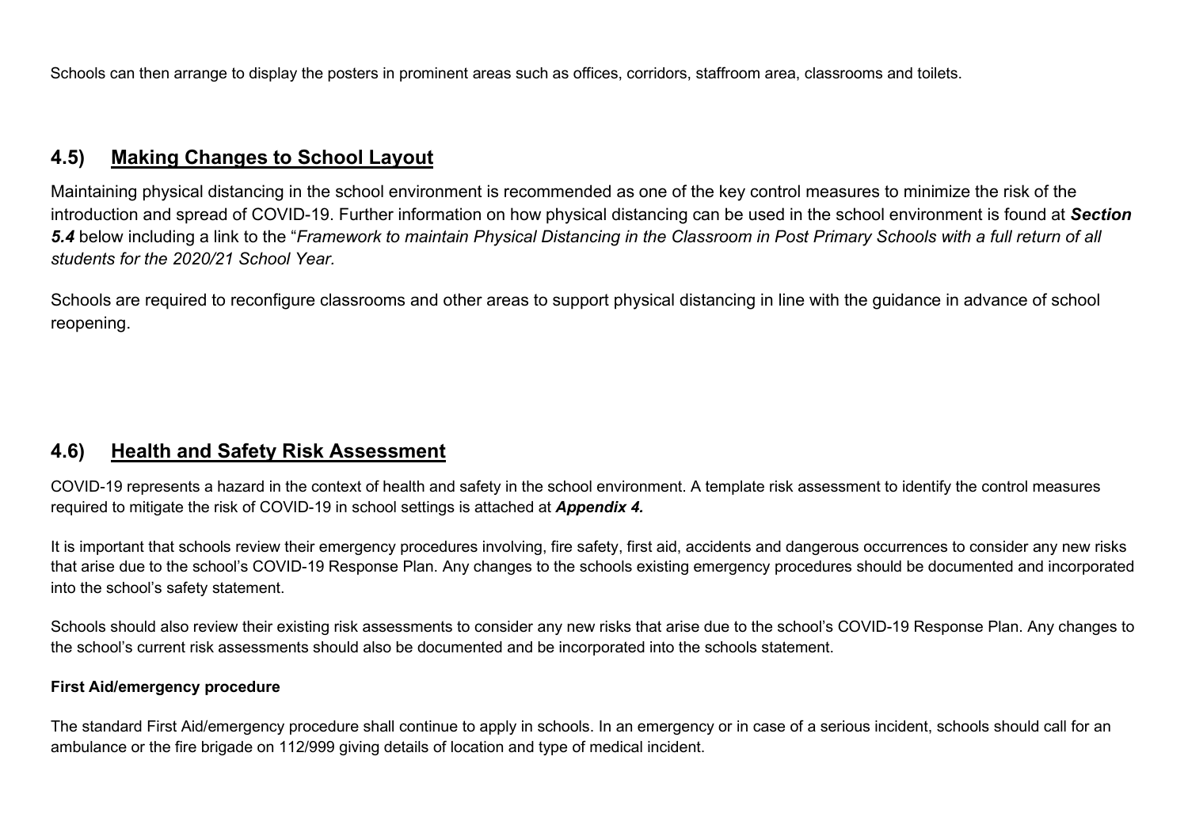Schools can then arrange to display the posters in prominent areas such as offices, corridors, staffroom area, classrooms and toilets.

## 4.5) Making Changes to School Layout

Maintaining physical distancing in the school environment is recommended as one of the key control measures to minimize the risk of the introduction and spread of COVID-19. Further information on how physical distancing can be used in the school environment is found at ***Section 5.4*** below including a link to the "*Framework to maintain Physical Distancing in the Classroom in Post Primary Schools with a full return of all students for the 2020/21 School Year.*

Schools are required to reconfigure classrooms and other areas to support physical distancing in line with the guidance in advance of school reopening.

## 4.6) Health and Safety Risk Assessment

COVID-19 represents a hazard in the context of health and safety in the school environment. A template risk assessment to identify the control measures required to mitigate the risk of COVID-19 in school settings is attached at ***Appendix 4.***

It is important that schools review their emergency procedures involving, fire safety, first aid, accidents and dangerous occurrences to consider any new risks that arise due to the school's COVID-19 Response Plan. Any changes to the schools existing emergency procedures should be documented and incorporated into the school's safety statement.

Schools should also review their existing risk assessments to consider any new risks that arise due to the school's COVID-19 Response Plan. Any changes to the school's current risk assessments should also be documented and be incorporated into the schools statement.

**First Aid/emergency procedure**

The standard First Aid/emergency procedure shall continue to apply in schools. In an emergency or in case of a serious incident, schools should call for an ambulance or the fire brigade on 112/999 giving details of location and type of medical incident.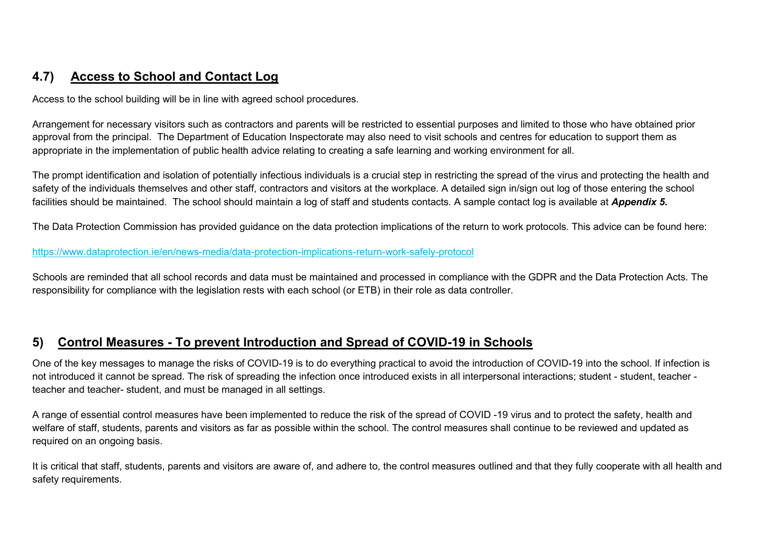## 4.7) Access to School and Contact Log

Access to the school building will be in line with agreed school procedures.

Arrangement for necessary visitors such as contractors and parents will be restricted to essential purposes and limited to those who have obtained prior approval from the principal. The Department of Education Inspectorate may also need to visit schools and centres for education to support them as appropriate in the implementation of public health advice relating to creating a safe learning and working environment for all.

The prompt identification and isolation of potentially infectious individuals is a crucial step in restricting the spread of the virus and protecting the health and safety of the individuals themselves and other staff, contractors and visitors at the workplace. A detailed sign in/sign out log of those entering the school facilities should be maintained. The school should maintain a log of staff and students contacts. A sample contact log is available at ***Appendix 5*.**

The Data Protection Commission has provided guidance on the data protection implications of the return to work protocols. This advice can be found here:

https://www.dataprotection.ie/en/news-media/data-protection-implications-return-work-safely-protocol

Schools are reminded that all school records and data must be maintained and processed in compliance with the GDPR and the Data Protection Acts. The responsibility for compliance with the legislation rests with each school (or ETB) in their role as data controller.

## 5) Control Measures - To prevent Introduction and Spread of COVID-19 in Schools

One of the key messages to manage the risks of COVID-19 is to do everything practical to avoid the introduction of COVID-19 into the school. If infection is not introduced it cannot be spread. The risk of spreading the infection once introduced exists in all interpersonal interactions; student - student, teacher - teacher and teacher- student, and must be managed in all settings.

A range of essential control measures have been implemented to reduce the risk of the spread of COVID -19 virus and to protect the safety, health and welfare of staff, students, parents and visitors as far as possible within the school. The control measures shall continue to be reviewed and updated as required on an ongoing basis.

It is critical that staff, students, parents and visitors are aware of, and adhere to, the control measures outlined and that they fully cooperate with all health and safety requirements.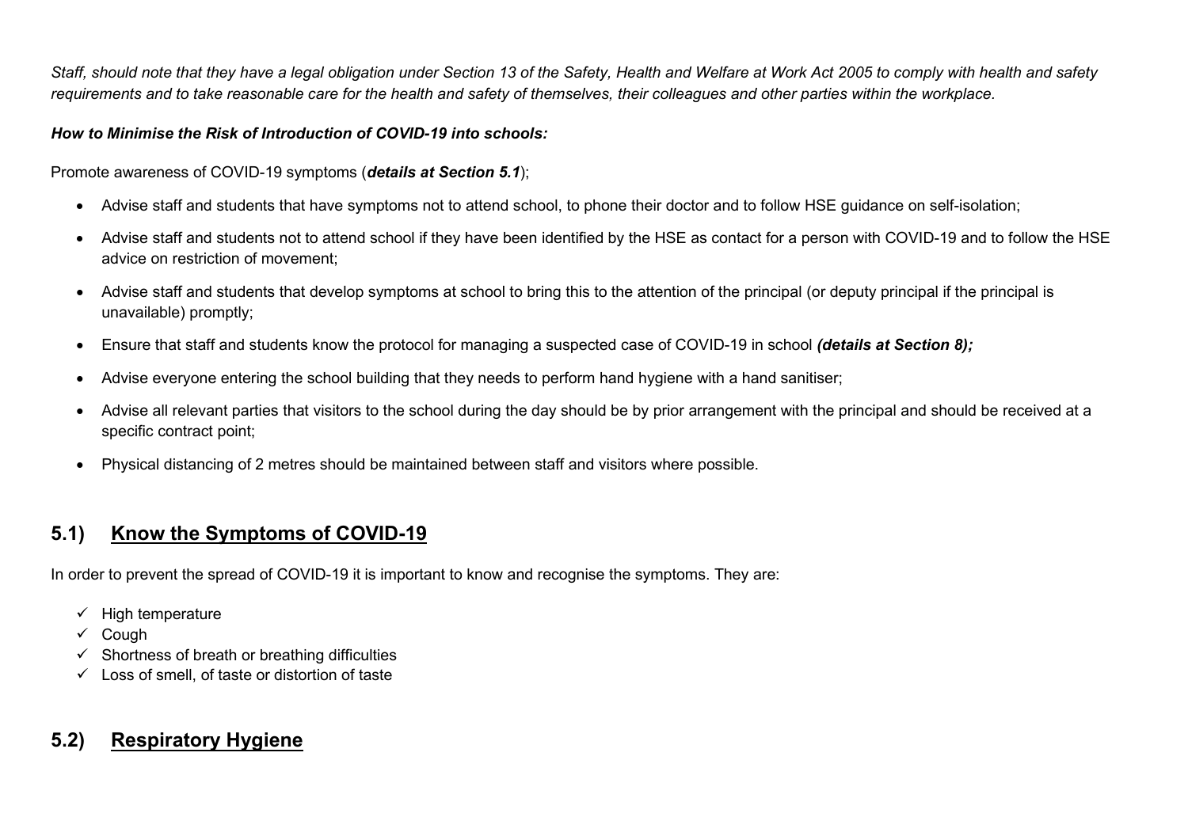*Staff, should note that they have a legal obligation under Section 13 of the Safety, Health and Welfare at Work Act 2005 to comply with health and safety requirements and to take reasonable care for the health and safety of themselves, their colleagues and other parties within the workplace.*

***How to Minimise the Risk of Introduction of COVID-19 into schools:***

Promote awareness of COVID-19 symptoms (***details at Section 5.1***);

- Advise staff and students that have symptoms not to attend school, to phone their doctor and to follow HSE guidance on self-isolation;
- Advise staff and students not to attend school if they have been identified by the HSE as contact for a person with COVID-19 and to follow the HSE advice on restriction of movement;
- Advise staff and students that develop symptoms at school to bring this to the attention of the principal (or deputy principal if the principal is unavailable) promptly;
- Ensure that staff and students know the protocol for managing a suspected case of COVID-19 in school ***(details at Section 8);***
- Advise everyone entering the school building that they needs to perform hand hygiene with a hand sanitiser;
- Advise all relevant parties that visitors to the school during the day should be by prior arrangement with the principal and should be received at a specific contract point;
- Physical distancing of 2 metres should be maintained between staff and visitors where possible.

## 5.1) Know the Symptoms of COVID-19

In order to prevent the spread of COVID-19 it is important to know and recognise the symptoms. They are:

- ✓ High temperature
- ✓ Cough
- ✓ Shortness of breath or breathing difficulties
- ✓ Loss of smell, of taste or distortion of taste

## 5.2) Respiratory Hygiene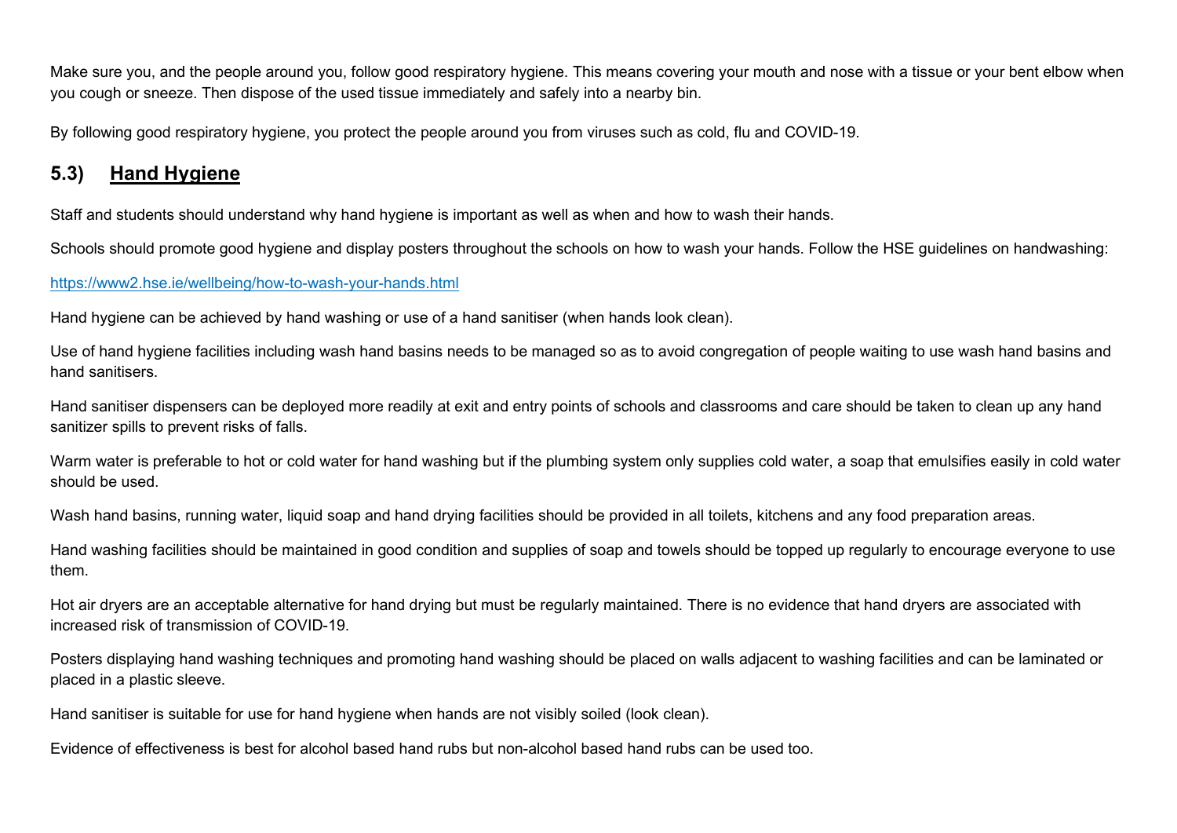Make sure you, and the people around you, follow good respiratory hygiene. This means covering your mouth and nose with a tissue or your bent elbow when you cough or sneeze. Then dispose of the used tissue immediately and safely into a nearby bin.

By following good respiratory hygiene, you protect the people around you from viruses such as cold, flu and COVID-19.

## 5.3) **Hand Hygiene**

Staff and students should understand why hand hygiene is important as well as when and how to wash their hands.

Schools should promote good hygiene and display posters throughout the schools on how to wash your hands. Follow the HSE guidelines on handwashing:

https://www2.hse.ie/wellbeing/how-to-wash-your-hands.html

Hand hygiene can be achieved by hand washing or use of a hand sanitiser (when hands look clean).

Use of hand hygiene facilities including wash hand basins needs to be managed so as to avoid congregation of people waiting to use wash hand basins and hand sanitisers.

Hand sanitiser dispensers can be deployed more readily at exit and entry points of schools and classrooms and care should be taken to clean up any hand sanitizer spills to prevent risks of falls.

Warm water is preferable to hot or cold water for hand washing but if the plumbing system only supplies cold water, a soap that emulsifies easily in cold water should be used.

Wash hand basins, running water, liquid soap and hand drying facilities should be provided in all toilets, kitchens and any food preparation areas.

Hand washing facilities should be maintained in good condition and supplies of soap and towels should be topped up regularly to encourage everyone to use them.

Hot air dryers are an acceptable alternative for hand drying but must be regularly maintained. There is no evidence that hand dryers are associated with increased risk of transmission of COVID-19.

Posters displaying hand washing techniques and promoting hand washing should be placed on walls adjacent to washing facilities and can be laminated or placed in a plastic sleeve.

Hand sanitiser is suitable for use for hand hygiene when hands are not visibly soiled (look clean).

Evidence of effectiveness is best for alcohol based hand rubs but non-alcohol based hand rubs can be used too.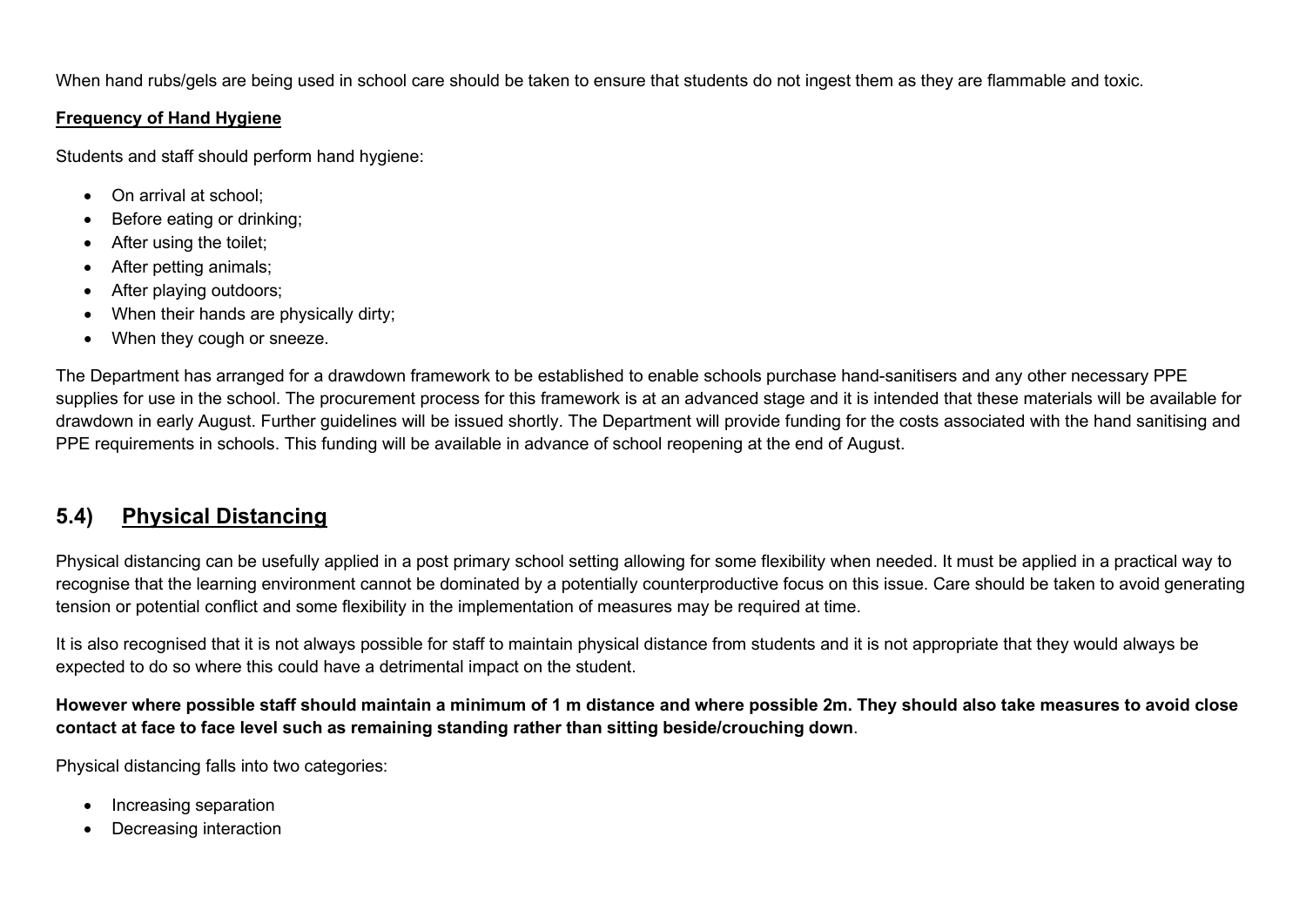When hand rubs/gels are being used in school care should be taken to ensure that students do not ingest them as they are flammable and toxic.

**Frequency of Hand Hygiene**

Students and staff should perform hand hygiene:

- On arrival at school;
- Before eating or drinking;
- After using the toilet;
- After petting animals;
- After playing outdoors;
- When their hands are physically dirty;
- When they cough or sneeze.

The Department has arranged for a drawdown framework to be established to enable schools purchase hand-sanitisers and any other necessary PPE supplies for use in the school. The procurement process for this framework is at an advanced stage and it is intended that these materials will be available for drawdown in early August. Further guidelines will be issued shortly. The Department will provide funding for the costs associated with the hand sanitising and PPE requirements in schools. This funding will be available in advance of school reopening at the end of August.

## 5.4) Physical Distancing

Physical distancing can be usefully applied in a post primary school setting allowing for some flexibility when needed. It must be applied in a practical way to recognise that the learning environment cannot be dominated by a potentially counterproductive focus on this issue. Care should be taken to avoid generating tension or potential conflict and some flexibility in the implementation of measures may be required at time.

It is also recognised that it is not always possible for staff to maintain physical distance from students and it is not appropriate that they would always be expected to do so where this could have a detrimental impact on the student.

**However where possible staff should maintain a minimum of 1 m distance and where possible 2m. They should also take measures to avoid close contact at face to face level such as remaining standing rather than sitting beside/crouching down**.

Physical distancing falls into two categories:

- Increasing separation
- Decreasing interaction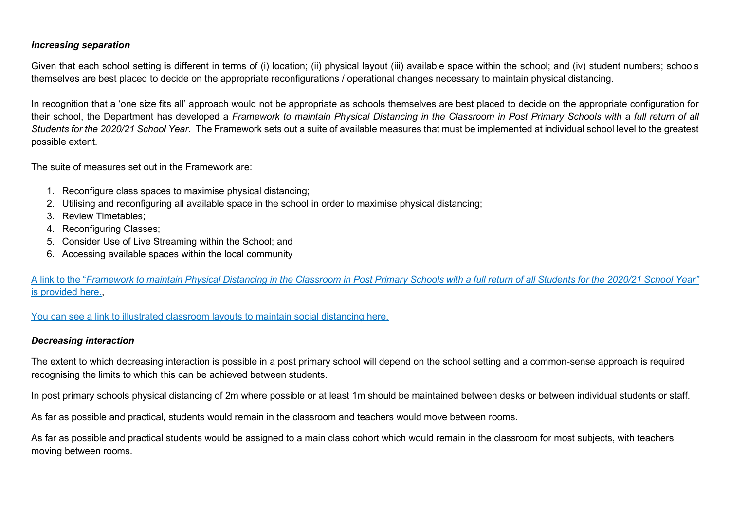***Increasing separation***

Given that each school setting is different in terms of (i) location; (ii) physical layout (iii) available space within the school; and (iv) student numbers; schools themselves are best placed to decide on the appropriate reconfigurations / operational changes necessary to maintain physical distancing.

In recognition that a 'one size fits all' approach would not be appropriate as schools themselves are best placed to decide on the appropriate configuration for their school, the Department has developed a *Framework to maintain Physical Distancing in the Classroom in Post Primary Schools with a full return of all Students for the 2020/21 School Year.* The Framework sets out a suite of available measures that must be implemented at individual school level to the greatest possible extent.

The suite of measures set out in the Framework are:

1. Reconfigure class spaces to maximise physical distancing;
2. Utilising and reconfiguring all available space in the school in order to maximise physical distancing;
3. Review Timetables;
4. Reconfiguring Classes;
5. Consider Use of Live Streaming within the School; and
6. Accessing available spaces within the local community

A link to the "*Framework to maintain Physical Distancing in the Classroom in Post Primary Schools with a full return of all Students for the 2020/21 School Year"* is provided here.,

You can see a link to illustrated classroom layouts to maintain social distancing here.

***Decreasing interaction***

The extent to which decreasing interaction is possible in a post primary school will depend on the school setting and a common-sense approach is required recognising the limits to which this can be achieved between students.

In post primary schools physical distancing of 2m where possible or at least 1m should be maintained between desks or between individual students or staff.

As far as possible and practical, students would remain in the classroom and teachers would move between rooms.

As far as possible and practical students would be assigned to a main class cohort which would remain in the classroom for most subjects, with teachers moving between rooms.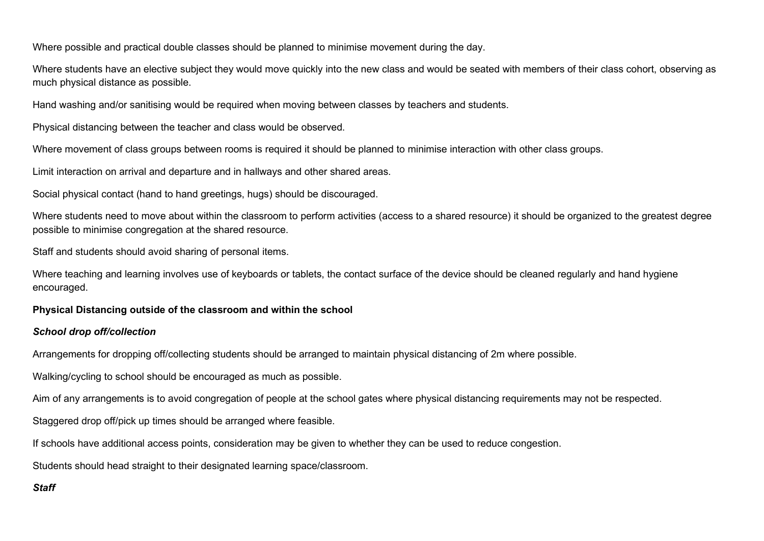Where possible and practical double classes should be planned to minimise movement during the day.

Where students have an elective subject they would move quickly into the new class and would be seated with members of their class cohort, observing as much physical distance as possible.

Hand washing and/or sanitising would be required when moving between classes by teachers and students.

Physical distancing between the teacher and class would be observed.

Where movement of class groups between rooms is required it should be planned to minimise interaction with other class groups.

Limit interaction on arrival and departure and in hallways and other shared areas.

Social physical contact (hand to hand greetings, hugs) should be discouraged.

Where students need to move about within the classroom to perform activities (access to a shared resource) it should be organized to the greatest degree possible to minimise congregation at the shared resource.

Staff and students should avoid sharing of personal items.

Where teaching and learning involves use of keyboards or tablets, the contact surface of the device should be cleaned regularly and hand hygiene encouraged.

**Physical Distancing outside of the classroom and within the school**

***School drop off/collection***

Arrangements for dropping off/collecting students should be arranged to maintain physical distancing of 2m where possible.

Walking/cycling to school should be encouraged as much as possible.

Aim of any arrangements is to avoid congregation of people at the school gates where physical distancing requirements may not be respected.

Staggered drop off/pick up times should be arranged where feasible.

If schools have additional access points, consideration may be given to whether they can be used to reduce congestion.

Students should head straight to their designated learning space/classroom.

***Staff***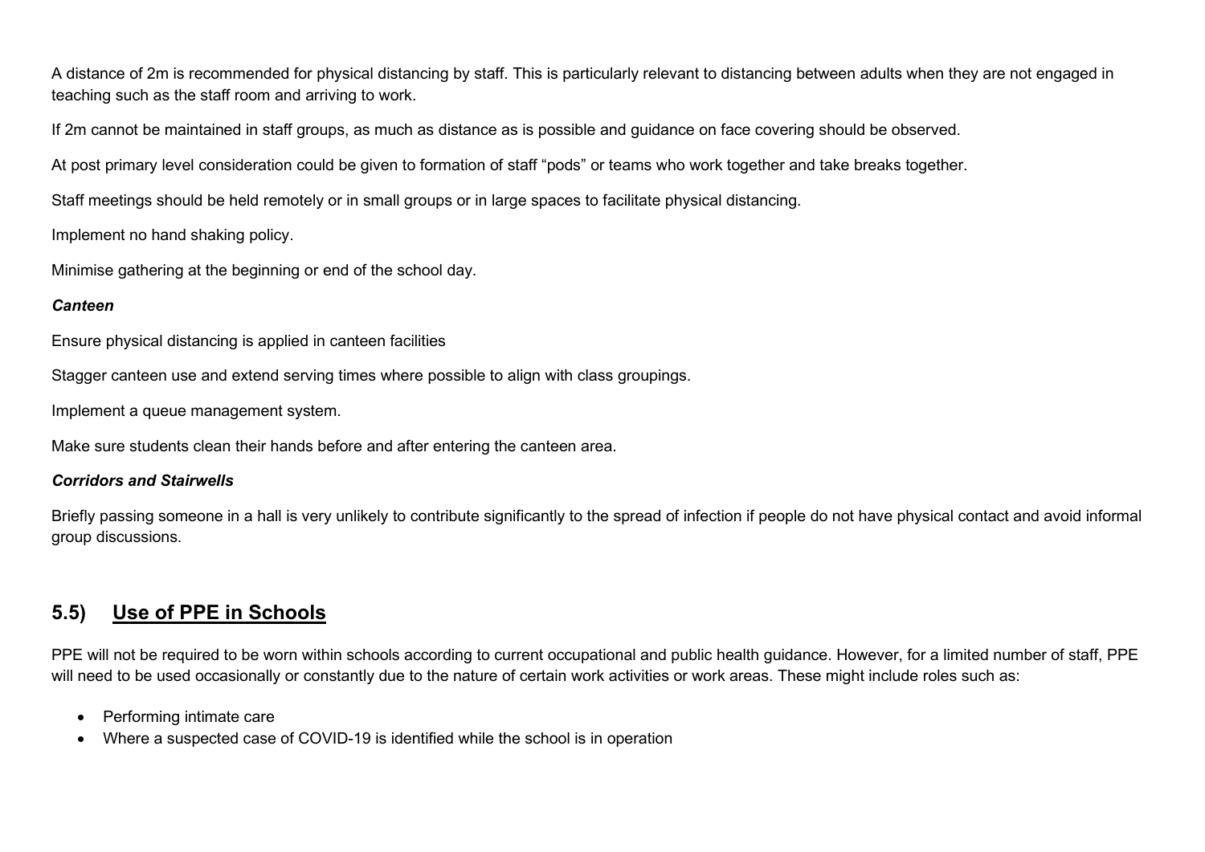A distance of 2m is recommended for physical distancing by staff. This is particularly relevant to distancing between adults when they are not engaged in teaching such as the staff room and arriving to work.

If 2m cannot be maintained in staff groups, as much as distance as is possible and guidance on face covering should be observed.

At post primary level consideration could be given to formation of staff "pods" or teams who work together and take breaks together.

Staff meetings should be held remotely or in small groups or in large spaces to facilitate physical distancing.

Implement no hand shaking policy.

Minimise gathering at the beginning or end of the school day.

***Canteen***

Ensure physical distancing is applied in canteen facilities

Stagger canteen use and extend serving times where possible to align with class groupings.

Implement a queue management system.

Make sure students clean their hands before and after entering the canteen area.

***Corridors and Stairwells***

Briefly passing someone in a hall is very unlikely to contribute significantly to the spread of infection if people do not have physical contact and avoid informal group discussions.

## 5.5) Use of PPE in Schools

PPE will not be required to be worn within schools according to current occupational and public health guidance. However, for a limited number of staff, PPE will need to be used occasionally or constantly due to the nature of certain work activities or work areas. These might include roles such as:

- Performing intimate care
- Where a suspected case of COVID-19 is identified while the school is in operation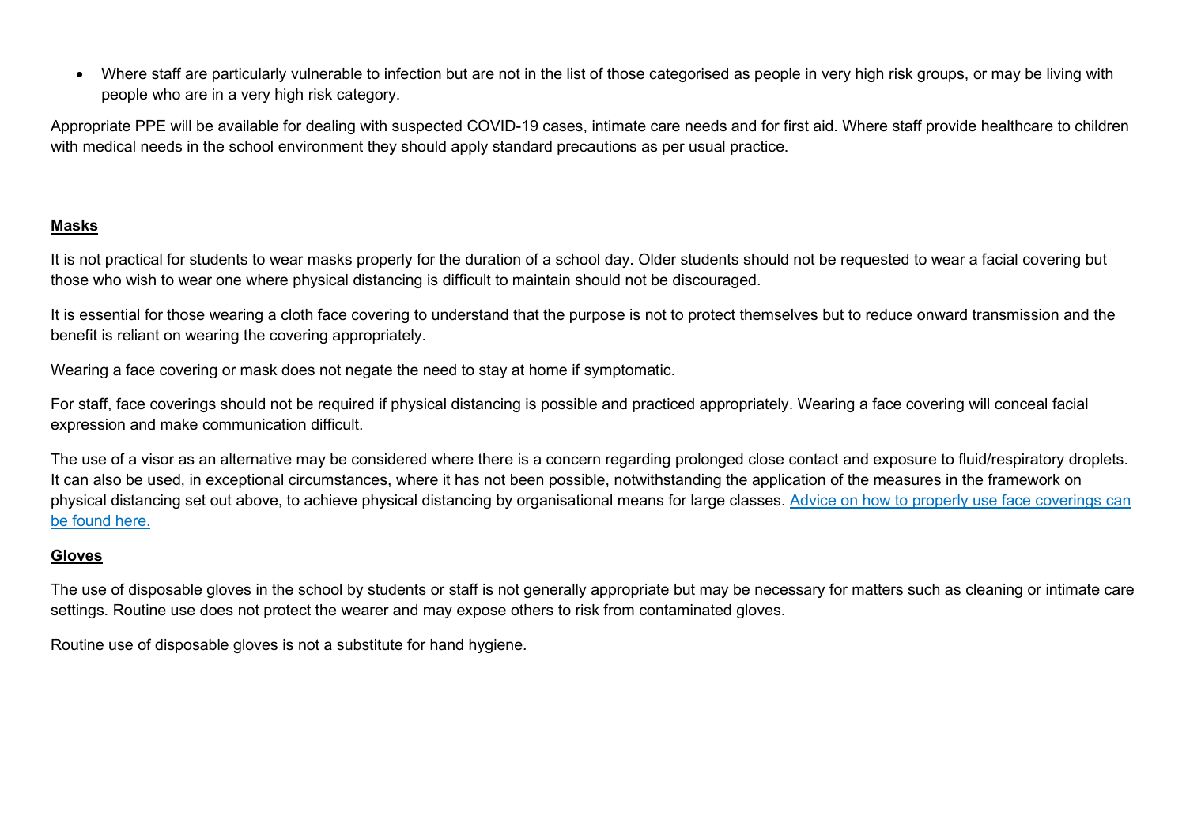- Where staff are particularly vulnerable to infection but are not in the list of those categorised as people in very high risk groups, or may be living with people who are in a very high risk category.

Appropriate PPE will be available for dealing with suspected COVID-19 cases, intimate care needs and for first aid. Where staff provide healthcare to children with medical needs in the school environment they should apply standard precautions as per usual practice.

## Masks

It is not practical for students to wear masks properly for the duration of a school day. Older students should not be requested to wear a facial covering but those who wish to wear one where physical distancing is difficult to maintain should not be discouraged.

It is essential for those wearing a cloth face covering to understand that the purpose is not to protect themselves but to reduce onward transmission and the benefit is reliant on wearing the covering appropriately.

Wearing a face covering or mask does not negate the need to stay at home if symptomatic.

For staff, face coverings should not be required if physical distancing is possible and practiced appropriately. Wearing a face covering will conceal facial expression and make communication difficult.

The use of a visor as an alternative may be considered where there is a concern regarding prolonged close contact and exposure to fluid/respiratory droplets. It can also be used, in exceptional circumstances, where it has not been possible, notwithstanding the application of the measures in the framework on physical distancing set out above, to achieve physical distancing by organisational means for large classes. Advice on how to properly use face coverings can be found here.

## Gloves

The use of disposable gloves in the school by students or staff is not generally appropriate but may be necessary for matters such as cleaning or intimate care settings. Routine use does not protect the wearer and may expose others to risk from contaminated gloves.

Routine use of disposable gloves is not a substitute for hand hygiene.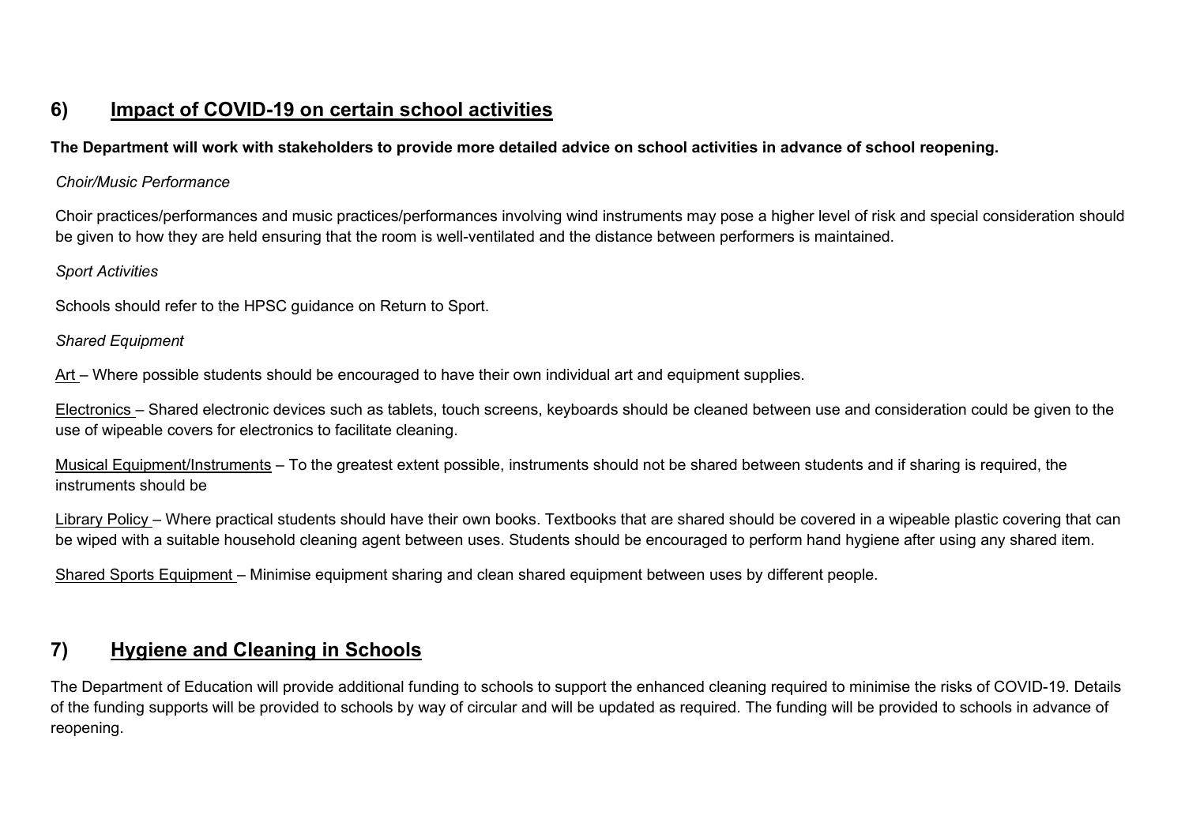## 6) Impact of COVID-19 on certain school activities

**The Department will work with stakeholders to provide more detailed advice on school activities in advance of school reopening.**

*Choir/Music Performance*

Choir practices/performances and music practices/performances involving wind instruments may pose a higher level of risk and special consideration should be given to how they are held ensuring that the room is well-ventilated and the distance between performers is maintained.

*Sport Activities*

Schools should refer to the HPSC guidance on Return to Sport.

*Shared Equipment*

Art – Where possible students should be encouraged to have their own individual art and equipment supplies.

Electronics – Shared electronic devices such as tablets, touch screens, keyboards should be cleaned between use and consideration could be given to the use of wipeable covers for electronics to facilitate cleaning.

Musical Equipment/Instruments – To the greatest extent possible, instruments should not be shared between students and if sharing is required, the instruments should be

Library Policy – Where practical students should have their own books. Textbooks that are shared should be covered in a wipeable plastic covering that can be wiped with a suitable household cleaning agent between uses. Students should be encouraged to perform hand hygiene after using any shared item.

Shared Sports Equipment – Minimise equipment sharing and clean shared equipment between uses by different people.

## 7) Hygiene and Cleaning in Schools

The Department of Education will provide additional funding to schools to support the enhanced cleaning required to minimise the risks of COVID-19. Details of the funding supports will be provided to schools by way of circular and will be updated as required. The funding will be provided to schools in advance of reopening.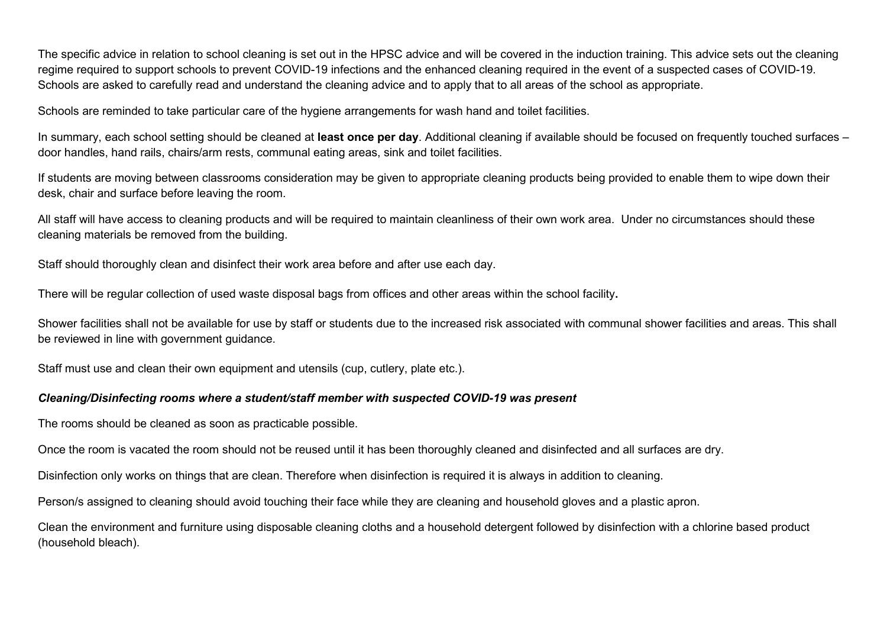The specific advice in relation to school cleaning is set out in the HPSC advice and will be covered in the induction training. This advice sets out the cleaning regime required to support schools to prevent COVID-19 infections and the enhanced cleaning required in the event of a suspected cases of COVID-19. Schools are asked to carefully read and understand the cleaning advice and to apply that to all areas of the school as appropriate.

Schools are reminded to take particular care of the hygiene arrangements for wash hand and toilet facilities.

In summary, each school setting should be cleaned at **least once per day**. Additional cleaning if available should be focused on frequently touched surfaces – door handles, hand rails, chairs/arm rests, communal eating areas, sink and toilet facilities.

If students are moving between classrooms consideration may be given to appropriate cleaning products being provided to enable them to wipe down their desk, chair and surface before leaving the room.

All staff will have access to cleaning products and will be required to maintain cleanliness of their own work area. Under no circumstances should these cleaning materials be removed from the building.

Staff should thoroughly clean and disinfect their work area before and after use each day.

There will be regular collection of used waste disposal bags from offices and other areas within the school facility**.**

Shower facilities shall not be available for use by staff or students due to the increased risk associated with communal shower facilities and areas. This shall be reviewed in line with government guidance.

Staff must use and clean their own equipment and utensils (cup, cutlery, plate etc.).

***Cleaning/Disinfecting rooms where a student/staff member with suspected COVID-19 was present***

The rooms should be cleaned as soon as practicable possible.

Once the room is vacated the room should not be reused until it has been thoroughly cleaned and disinfected and all surfaces are dry.

Disinfection only works on things that are clean. Therefore when disinfection is required it is always in addition to cleaning.

Person/s assigned to cleaning should avoid touching their face while they are cleaning and household gloves and a plastic apron.

Clean the environment and furniture using disposable cleaning cloths and a household detergent followed by disinfection with a chlorine based product (household bleach).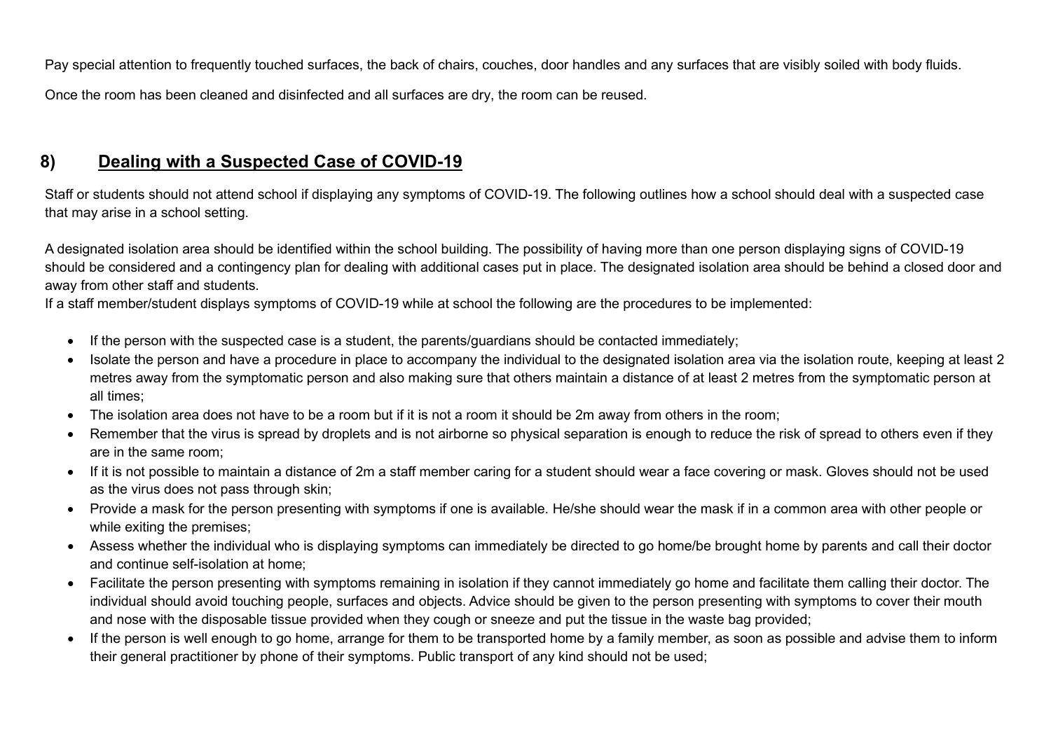Pay special attention to frequently touched surfaces, the back of chairs, couches, door handles and any surfaces that are visibly soiled with body fluids.

Once the room has been cleaned and disinfected and all surfaces are dry, the room can be reused.

## 8) Dealing with a Suspected Case of COVID-19

Staff or students should not attend school if displaying any symptoms of COVID-19. The following outlines how a school should deal with a suspected case that may arise in a school setting.

A designated isolation area should be identified within the school building. The possibility of having more than one person displaying signs of COVID-19 should be considered and a contingency plan for dealing with additional cases put in place. The designated isolation area should be behind a closed door and away from other staff and students.

If a staff member/student displays symptoms of COVID-19 while at school the following are the procedures to be implemented:

- If the person with the suspected case is a student, the parents/guardians should be contacted immediately;
- Isolate the person and have a procedure in place to accompany the individual to the designated isolation area via the isolation route, keeping at least 2 metres away from the symptomatic person and also making sure that others maintain a distance of at least 2 metres from the symptomatic person at all times;
- The isolation area does not have to be a room but if it is not a room it should be 2m away from others in the room;
- Remember that the virus is spread by droplets and is not airborne so physical separation is enough to reduce the risk of spread to others even if they are in the same room;
- If it is not possible to maintain a distance of 2m a staff member caring for a student should wear a face covering or mask. Gloves should not be used as the virus does not pass through skin;
- Provide a mask for the person presenting with symptoms if one is available. He/she should wear the mask if in a common area with other people or while exiting the premises;
- Assess whether the individual who is displaying symptoms can immediately be directed to go home/be brought home by parents and call their doctor and continue self-isolation at home;
- Facilitate the person presenting with symptoms remaining in isolation if they cannot immediately go home and facilitate them calling their doctor. The individual should avoid touching people, surfaces and objects. Advice should be given to the person presenting with symptoms to cover their mouth and nose with the disposable tissue provided when they cough or sneeze and put the tissue in the waste bag provided;
- If the person is well enough to go home, arrange for them to be transported home by a family member, as soon as possible and advise them to inform their general practitioner by phone of their symptoms. Public transport of any kind should not be used;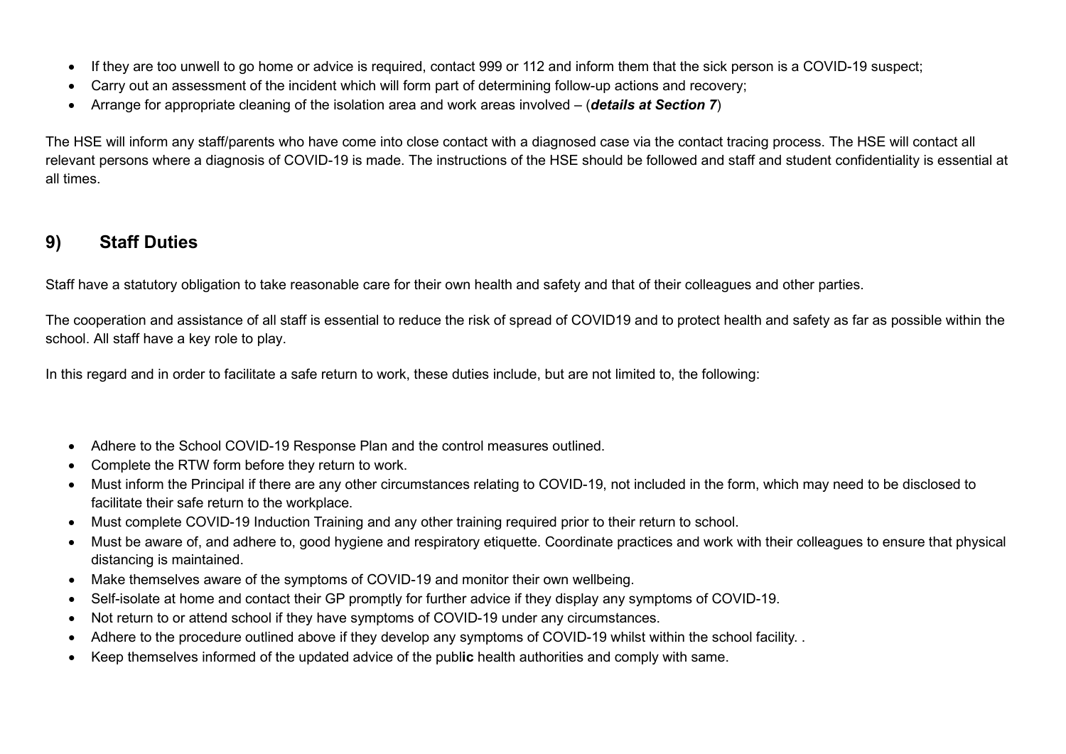- If they are too unwell to go home or advice is required, contact 999 or 112 and inform them that the sick person is a COVID-19 suspect;
- Carry out an assessment of the incident which will form part of determining follow-up actions and recovery;
- Arrange for appropriate cleaning of the isolation area and work areas involved – (***details at Section 7***)

The HSE will inform any staff/parents who have come into close contact with a diagnosed case via the contact tracing process. The HSE will contact all relevant persons where a diagnosis of COVID-19 is made. The instructions of the HSE should be followed and staff and student confidentiality is essential at all times.

## 9) Staff Duties

Staff have a statutory obligation to take reasonable care for their own health and safety and that of their colleagues and other parties.

The cooperation and assistance of all staff is essential to reduce the risk of spread of COVID19 and to protect health and safety as far as possible within the school. All staff have a key role to play.

In this regard and in order to facilitate a safe return to work, these duties include, but are not limited to, the following:

- Adhere to the School COVID-19 Response Plan and the control measures outlined.
- Complete the RTW form before they return to work.
- Must inform the Principal if there are any other circumstances relating to COVID-19, not included in the form, which may need to be disclosed to facilitate their safe return to the workplace.
- Must complete COVID-19 Induction Training and any other training required prior to their return to school.
- Must be aware of, and adhere to, good hygiene and respiratory etiquette. Coordinate practices and work with their colleagues to ensure that physical distancing is maintained.
- Make themselves aware of the symptoms of COVID-19 and monitor their own wellbeing.
- Self-isolate at home and contact their GP promptly for further advice if they display any symptoms of COVID-19.
- Not return to or attend school if they have symptoms of COVID-19 under any circumstances.
- Adhere to the procedure outlined above if they develop any symptoms of COVID-19 whilst within the school facility. .
- Keep themselves informed of the updated advice of the publ**ic** health authorities and comply with same.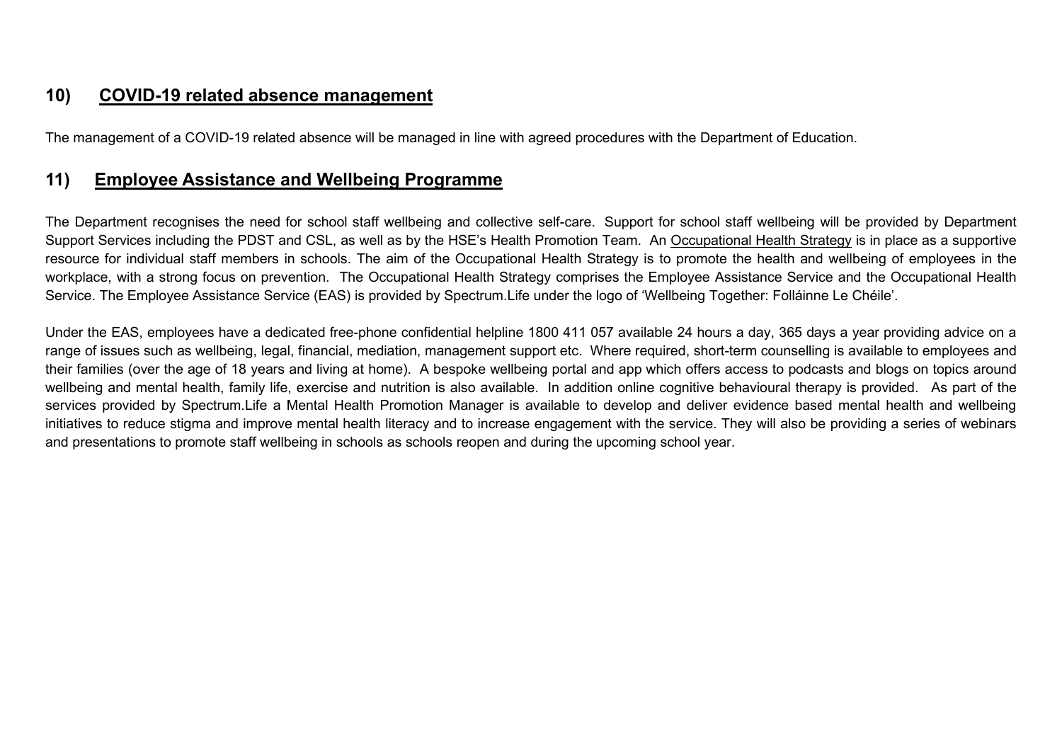## 10) <u>COVID-19 related absence management</u>

The management of a COVID-19 related absence will be managed in line with agreed procedures with the Department of Education.

## 11) <u>Employee Assistance and Wellbeing Programme</u>

The Department recognises the need for school staff wellbeing and collective self-care. Support for school staff wellbeing will be provided by Department Support Services including the PDST and CSL, as well as by the HSE's Health Promotion Team. An <u>Occupational Health Strategy</u> is in place as a supportive resource for individual staff members in schools. The aim of the Occupational Health Strategy is to promote the health and wellbeing of employees in the workplace, with a strong focus on prevention. The Occupational Health Strategy comprises the Employee Assistance Service and the Occupational Health Service. The Employee Assistance Service (EAS) is provided by Spectrum.Life under the logo of 'Wellbeing Together: Folláinne Le Chéile'.

Under the EAS, employees have a dedicated free-phone confidential helpline 1800 411 057 available 24 hours a day, 365 days a year providing advice on a range of issues such as wellbeing, legal, financial, mediation, management support etc. Where required, short-term counselling is available to employees and their families (over the age of 18 years and living at home). A bespoke wellbeing portal and app which offers access to podcasts and blogs on topics around wellbeing and mental health, family life, exercise and nutrition is also available. In addition online cognitive behavioural therapy is provided. As part of the services provided by Spectrum.Life a Mental Health Promotion Manager is available to develop and deliver evidence based mental health and wellbeing initiatives to reduce stigma and improve mental health literacy and to increase engagement with the service. They will also be providing a series of webinars and presentations to promote staff wellbeing in schools as schools reopen and during the upcoming school year.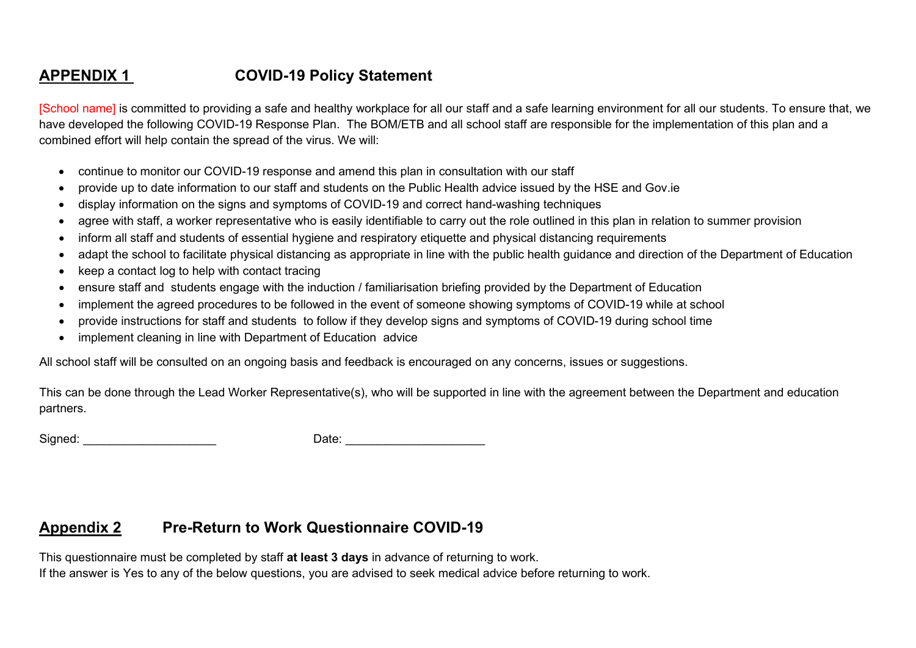## **APPENDIX 1** COVID-19 Policy Statement

[School name] is committed to providing a safe and healthy workplace for all our staff and a safe learning environment for all our students. To ensure that, we have developed the following COVID-19 Response Plan. The BOM/ETB and all school staff are responsible for the implementation of this plan and a combined effort will help contain the spread of the virus. We will:

- continue to monitor our COVID-19 response and amend this plan in consultation with our staff
- provide up to date information to our staff and students on the Public Health advice issued by the HSE and Gov.ie
- display information on the signs and symptoms of COVID-19 and correct hand-washing techniques
- agree with staff, a worker representative who is easily identifiable to carry out the role outlined in this plan in relation to summer provision
- inform all staff and students of essential hygiene and respiratory etiquette and physical distancing requirements
- adapt the school to facilitate physical distancing as appropriate in line with the public health guidance and direction of the Department of Education
- keep a contact log to help with contact tracing
- ensure staff and students engage with the induction / familiarisation briefing provided by the Department of Education
- implement the agreed procedures to be followed in the event of someone showing symptoms of COVID-19 while at school
- provide instructions for staff and students to follow if they develop signs and symptoms of COVID-19 during school time
- implement cleaning in line with Department of Education advice

All school staff will be consulted on an ongoing basis and feedback is encouraged on any concerns, issues or suggestions.

This can be done through the Lead Worker Representative(s), who will be supported in line with the agreement between the Department and education partners.

Signed: ____________________ Date: _____________________

## **Appendix 2** Pre-Return to Work Questionnaire COVID-19

This questionnaire must be completed by staff **at least 3 days** in advance of returning to work.
If the answer is Yes to any of the below questions, you are advised to seek medical advice before returning to work.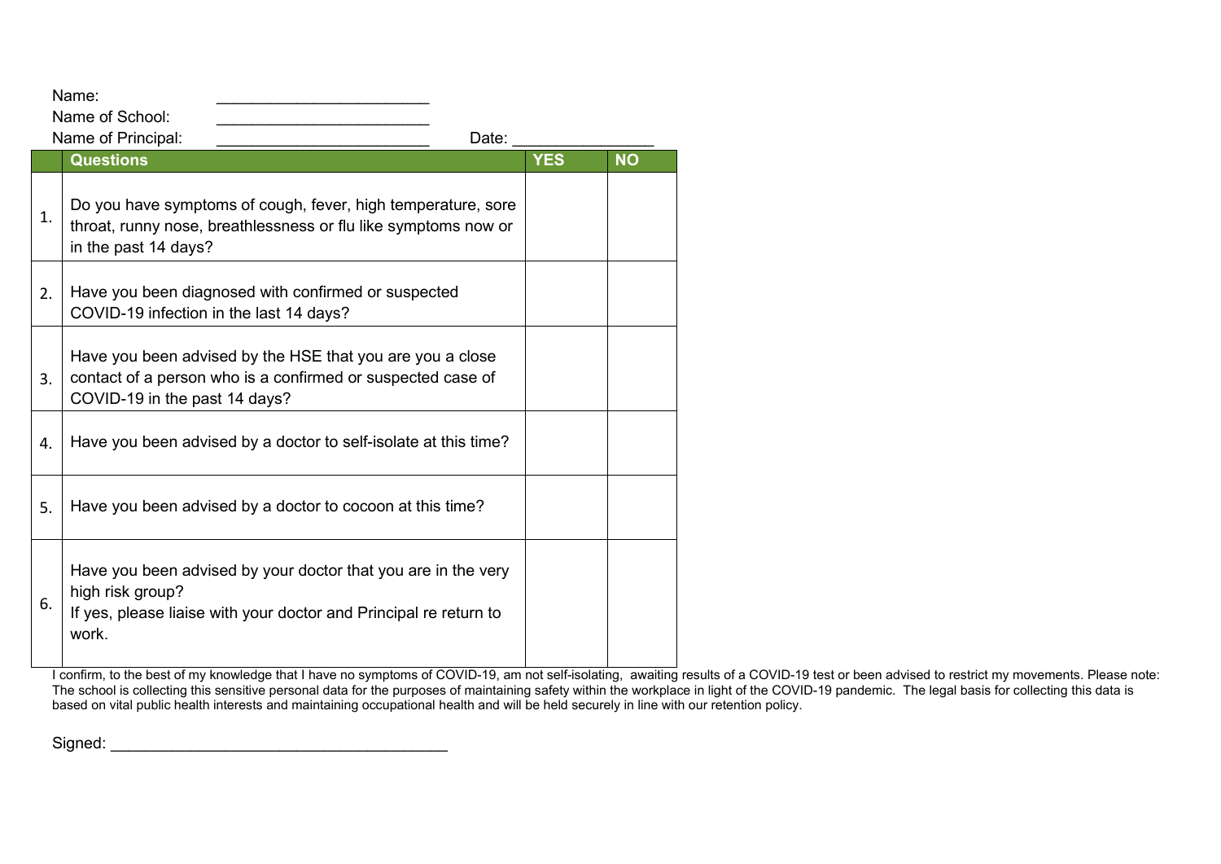Name: ________________________

Name of School: ________________________

Name of Principal: ________________________ Date: _______________

| | Questions | YES | NO |
|---|---|---|---|
| 1. | Do you have symptoms of cough, fever, high temperature, sore throat, runny nose, breathlessness or flu like symptoms now or in the past 14 days? | | |
| 2. | Have you been diagnosed with confirmed or suspected COVID-19 infection in the last 14 days? | | |
| 3. | Have you been advised by the HSE that you are you a close contact of a person who is a confirmed or suspected case of COVID-19 in the past 14 days? | | |
| 4. | Have you been advised by a doctor to self-isolate at this time? | | |
| 5. | Have you been advised by a doctor to cocoon at this time? | | |
| 6. | Have you been advised by your doctor that you are in the very high risk group?<br>If yes, please liaise with your doctor and Principal re return to work. | | |

I confirm, to the best of my knowledge that I have no symptoms of COVID-19, am not self-isolating, awaiting results of a COVID-19 test or been advised to restrict my movements. Please note: The school is collecting this sensitive personal data for the purposes of maintaining safety within the workplace in light of the COVID-19 pandemic. The legal basis for collecting this data is based on vital public health interests and maintaining occupational health and will be held securely in line with our retention policy.

Signed: ______________________________________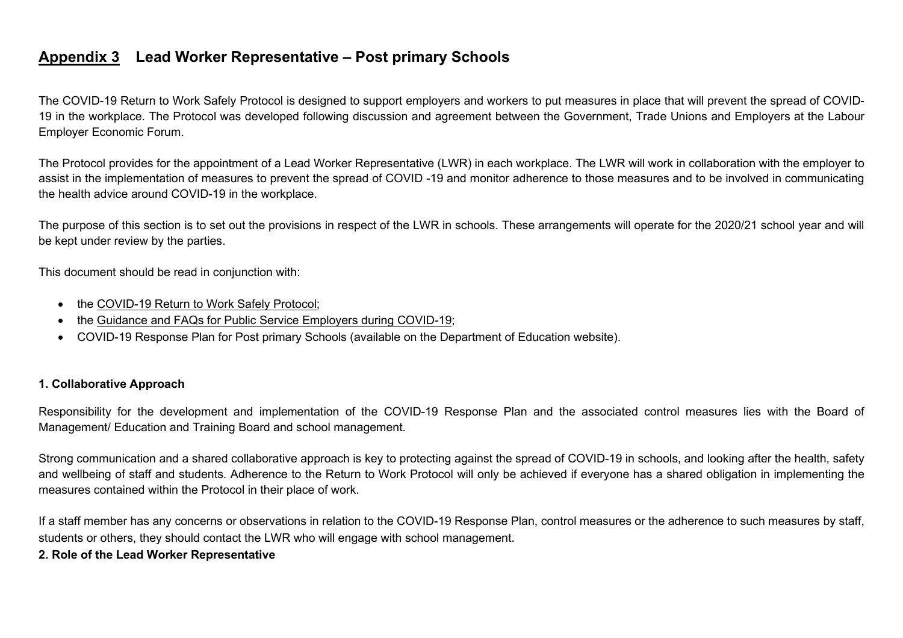## Appendix 3 Lead Worker Representative – Post primary Schools

The COVID-19 Return to Work Safely Protocol is designed to support employers and workers to put measures in place that will prevent the spread of COVID-19 in the workplace. The Protocol was developed following discussion and agreement between the Government, Trade Unions and Employers at the Labour Employer Economic Forum.

The Protocol provides for the appointment of a Lead Worker Representative (LWR) in each workplace. The LWR will work in collaboration with the employer to assist in the implementation of measures to prevent the spread of COVID -19 and monitor adherence to those measures and to be involved in communicating the health advice around COVID-19 in the workplace.

The purpose of this section is to set out the provisions in respect of the LWR in schools. These arrangements will operate for the 2020/21 school year and will be kept under review by the parties.

This document should be read in conjunction with:

- the COVID-19 Return to Work Safely Protocol;
- the Guidance and FAQs for Public Service Employers during COVID-19;
- COVID-19 Response Plan for Post primary Schools (available on the Department of Education website).

### 1. Collaborative Approach

Responsibility for the development and implementation of the COVID-19 Response Plan and the associated control measures lies with the Board of Management/ Education and Training Board and school management.

Strong communication and a shared collaborative approach is key to protecting against the spread of COVID-19 in schools, and looking after the health, safety and wellbeing of staff and students. Adherence to the Return to Work Protocol will only be achieved if everyone has a shared obligation in implementing the measures contained within the Protocol in their place of work.

If a staff member has any concerns or observations in relation to the COVID-19 Response Plan, control measures or the adherence to such measures by staff, students or others, they should contact the LWR who will engage with school management.

### 2. Role of the Lead Worker Representative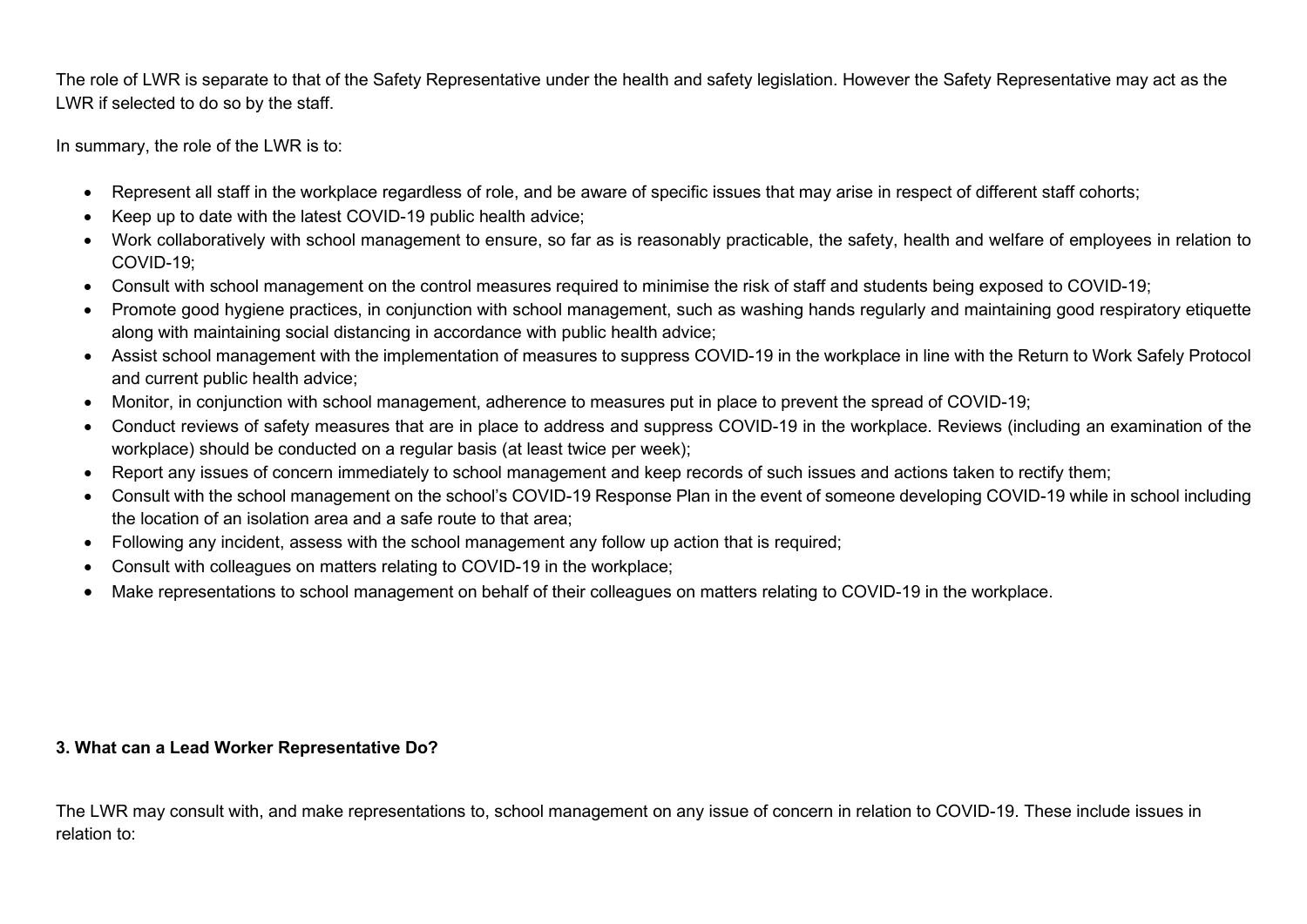The role of LWR is separate to that of the Safety Representative under the health and safety legislation. However the Safety Representative may act as the LWR if selected to do so by the staff.

In summary, the role of the LWR is to:

- Represent all staff in the workplace regardless of role, and be aware of specific issues that may arise in respect of different staff cohorts;
- Keep up to date with the latest COVID-19 public health advice;
- Work collaboratively with school management to ensure, so far as is reasonably practicable, the safety, health and welfare of employees in relation to COVID-19;
- Consult with school management on the control measures required to minimise the risk of staff and students being exposed to COVID-19;
- Promote good hygiene practices, in conjunction with school management, such as washing hands regularly and maintaining good respiratory etiquette along with maintaining social distancing in accordance with public health advice;
- Assist school management with the implementation of measures to suppress COVID-19 in the workplace in line with the Return to Work Safely Protocol and current public health advice;
- Monitor, in conjunction with school management, adherence to measures put in place to prevent the spread of COVID-19;
- Conduct reviews of safety measures that are in place to address and suppress COVID-19 in the workplace. Reviews (including an examination of the workplace) should be conducted on a regular basis (at least twice per week);
- Report any issues of concern immediately to school management and keep records of such issues and actions taken to rectify them;
- Consult with the school management on the school's COVID-19 Response Plan in the event of someone developing COVID-19 while in school including the location of an isolation area and a safe route to that area;
- Following any incident, assess with the school management any follow up action that is required;
- Consult with colleagues on matters relating to COVID-19 in the workplace;
- Make representations to school management on behalf of their colleagues on matters relating to COVID-19 in the workplace.

**3. What can a Lead Worker Representative Do?**

The LWR may consult with, and make representations to, school management on any issue of concern in relation to COVID-19. These include issues in relation to: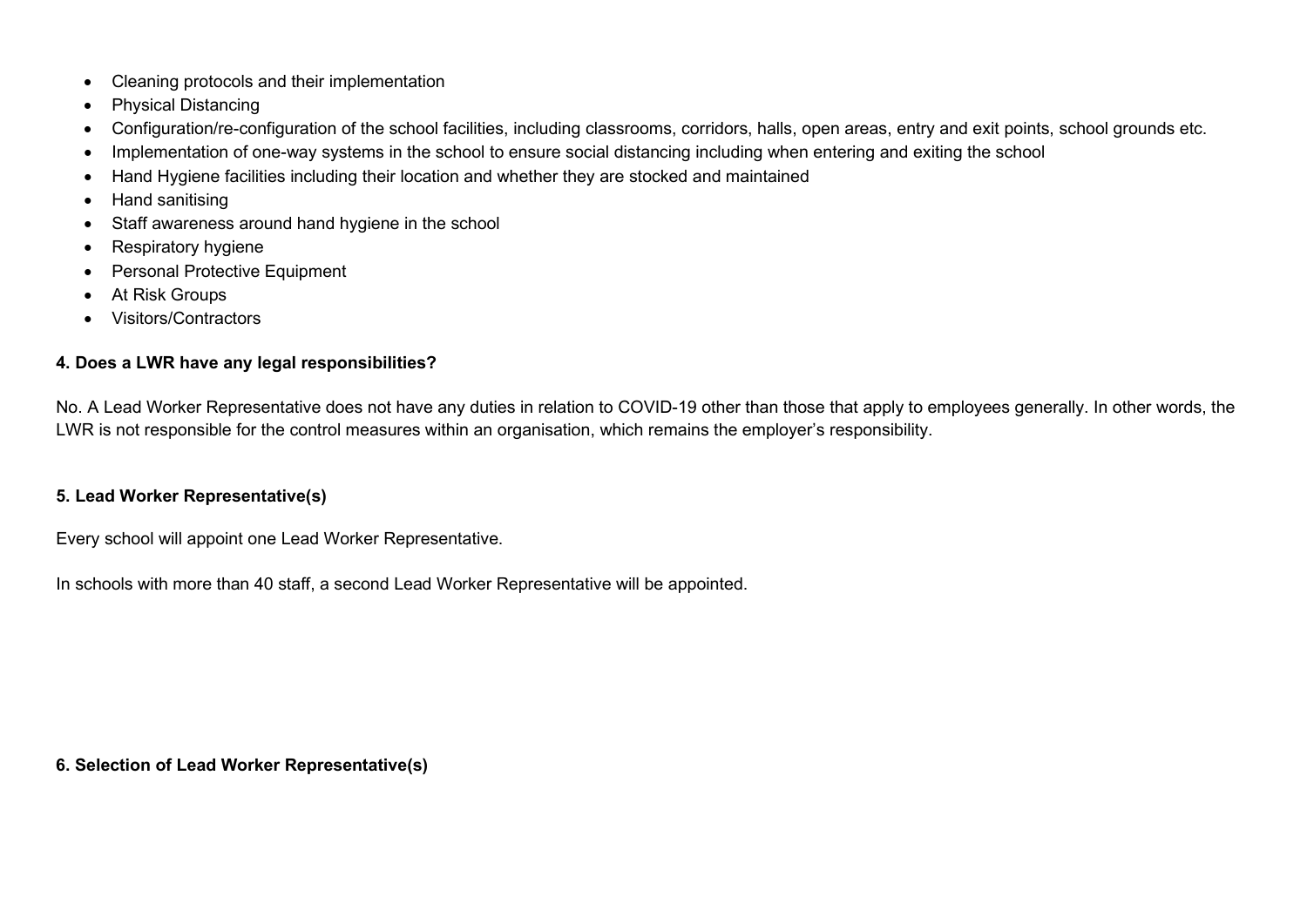- Cleaning protocols and their implementation
- Physical Distancing
- Configuration/re-configuration of the school facilities, including classrooms, corridors, halls, open areas, entry and exit points, school grounds etc.
- Implementation of one-way systems in the school to ensure social distancing including when entering and exiting the school
- Hand Hygiene facilities including their location and whether they are stocked and maintained
- Hand sanitising
- Staff awareness around hand hygiene in the school
- Respiratory hygiene
- Personal Protective Equipment
- At Risk Groups
- Visitors/Contractors

**4. Does a LWR have any legal responsibilities?**

No. A Lead Worker Representative does not have any duties in relation to COVID-19 other than those that apply to employees generally. In other words, the LWR is not responsible for the control measures within an organisation, which remains the employer's responsibility.

**5. Lead Worker Representative(s)**

Every school will appoint one Lead Worker Representative.

In schools with more than 40 staff, a second Lead Worker Representative will be appointed.

**6. Selection of Lead Worker Representative(s)**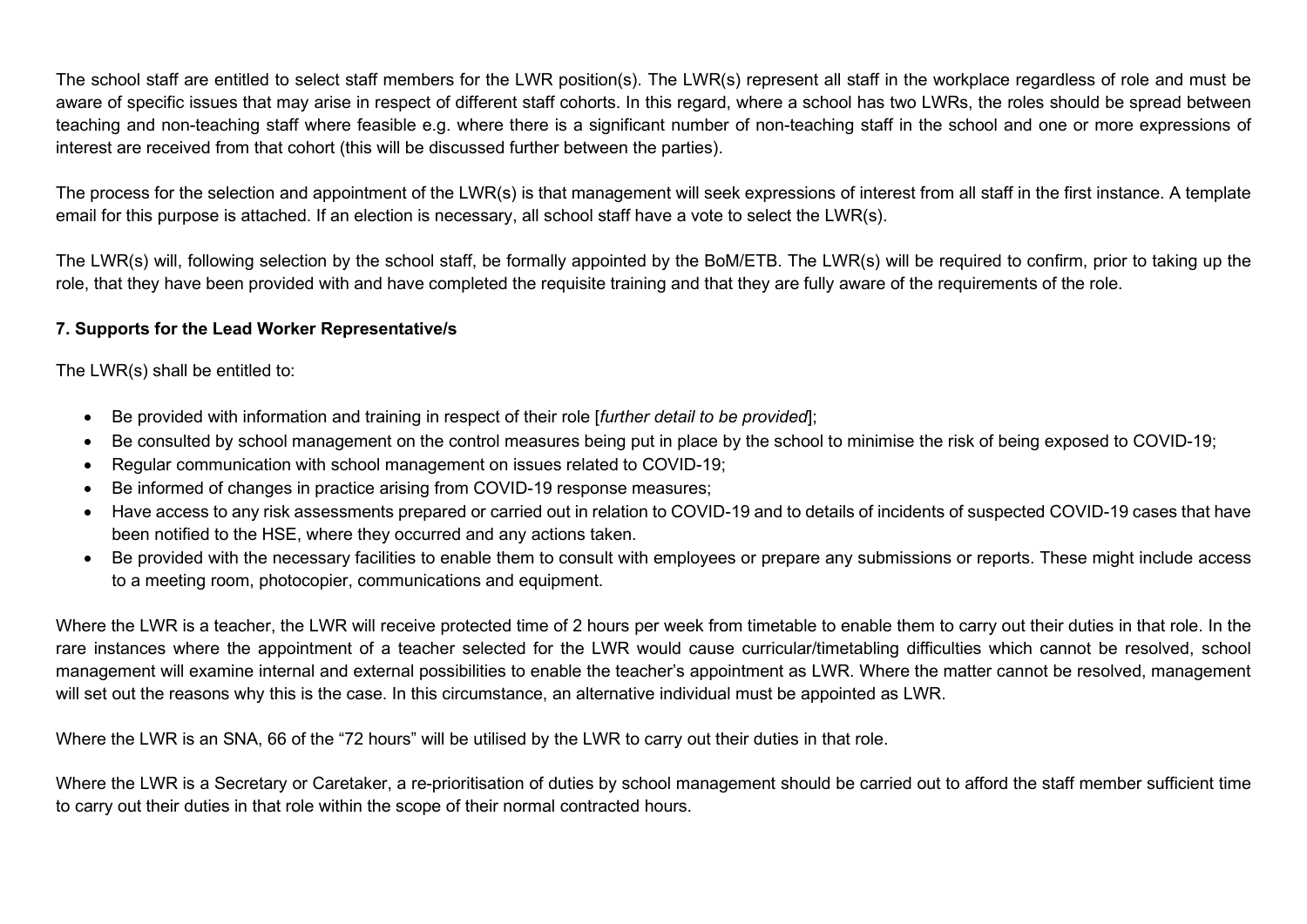The school staff are entitled to select staff members for the LWR position(s). The LWR(s) represent all staff in the workplace regardless of role and must be aware of specific issues that may arise in respect of different staff cohorts. In this regard, where a school has two LWRs, the roles should be spread between teaching and non-teaching staff where feasible e.g. where there is a significant number of non-teaching staff in the school and one or more expressions of interest are received from that cohort (this will be discussed further between the parties).

The process for the selection and appointment of the LWR(s) is that management will seek expressions of interest from all staff in the first instance. A template email for this purpose is attached. If an election is necessary, all school staff have a vote to select the LWR(s).

The LWR(s) will, following selection by the school staff, be formally appointed by the BoM/ETB. The LWR(s) will be required to confirm, prior to taking up the role, that they have been provided with and have completed the requisite training and that they are fully aware of the requirements of the role.

**7. Supports for the Lead Worker Representative/s**

The LWR(s) shall be entitled to:

- Be provided with information and training in respect of their role [*further detail to be provided*];
- Be consulted by school management on the control measures being put in place by the school to minimise the risk of being exposed to COVID-19;
- Regular communication with school management on issues related to COVID-19;
- Be informed of changes in practice arising from COVID-19 response measures;
- Have access to any risk assessments prepared or carried out in relation to COVID-19 and to details of incidents of suspected COVID-19 cases that have been notified to the HSE, where they occurred and any actions taken.
- Be provided with the necessary facilities to enable them to consult with employees or prepare any submissions or reports. These might include access to a meeting room, photocopier, communications and equipment.

Where the LWR is a teacher, the LWR will receive protected time of 2 hours per week from timetable to enable them to carry out their duties in that role. In the rare instances where the appointment of a teacher selected for the LWR would cause curricular/timetabling difficulties which cannot be resolved, school management will examine internal and external possibilities to enable the teacher's appointment as LWR. Where the matter cannot be resolved, management will set out the reasons why this is the case. In this circumstance, an alternative individual must be appointed as LWR.

Where the LWR is an SNA, 66 of the "72 hours" will be utilised by the LWR to carry out their duties in that role.

Where the LWR is a Secretary or Caretaker, a re-prioritisation of duties by school management should be carried out to afford the staff member sufficient time to carry out their duties in that role within the scope of their normal contracted hours.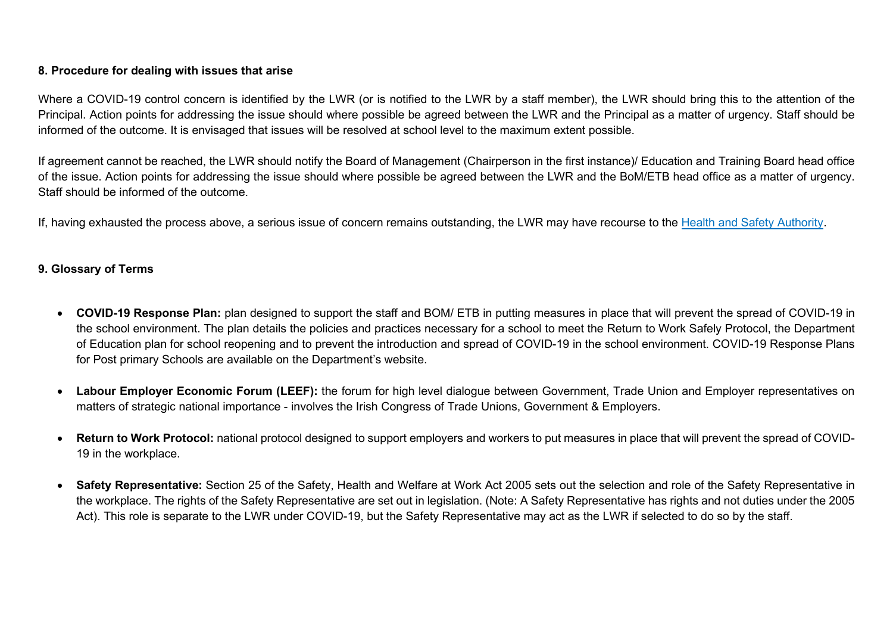### 8. Procedure for dealing with issues that arise

Where a COVID-19 control concern is identified by the LWR (or is notified to the LWR by a staff member), the LWR should bring this to the attention of the Principal. Action points for addressing the issue should where possible be agreed between the LWR and the Principal as a matter of urgency. Staff should be informed of the outcome. It is envisaged that issues will be resolved at school level to the maximum extent possible.

If agreement cannot be reached, the LWR should notify the Board of Management (Chairperson in the first instance)/ Education and Training Board head office of the issue. Action points for addressing the issue should where possible be agreed between the LWR and the BoM/ETB head office as a matter of urgency. Staff should be informed of the outcome.

If, having exhausted the process above, a serious issue of concern remains outstanding, the LWR may have recourse to the Health and Safety Authority.

### 9. Glossary of Terms

- **COVID-19 Response Plan:** plan designed to support the staff and BOM/ ETB in putting measures in place that will prevent the spread of COVID-19 in the school environment. The plan details the policies and practices necessary for a school to meet the Return to Work Safely Protocol, the Department of Education plan for school reopening and to prevent the introduction and spread of COVID-19 in the school environment. COVID-19 Response Plans for Post primary Schools are available on the Department's website.

- **Labour Employer Economic Forum (LEEF):** the forum for high level dialogue between Government, Trade Union and Employer representatives on matters of strategic national importance - involves the Irish Congress of Trade Unions, Government & Employers.

- **Return to Work Protocol:** national protocol designed to support employers and workers to put measures in place that will prevent the spread of COVID-19 in the workplace.

- **Safety Representative:** Section 25 of the Safety, Health and Welfare at Work Act 2005 sets out the selection and role of the Safety Representative in the workplace. The rights of the Safety Representative are set out in legislation. (Note: A Safety Representative has rights and not duties under the 2005 Act). This role is separate to the LWR under COVID-19, but the Safety Representative may act as the LWR if selected to do so by the staff.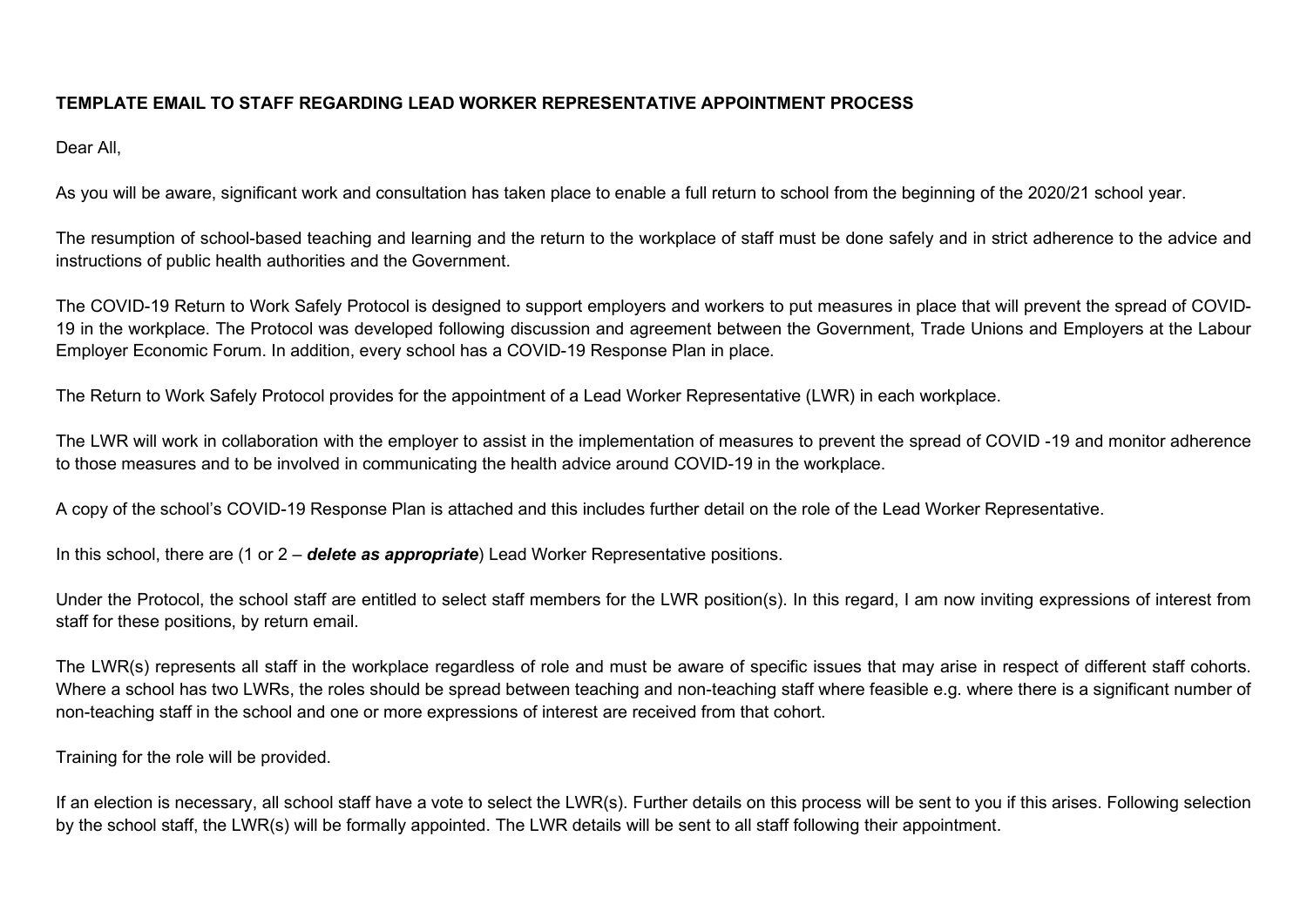**TEMPLATE EMAIL TO STAFF REGARDING LEAD WORKER REPRESENTATIVE APPOINTMENT PROCESS**

Dear All,

As you will be aware, significant work and consultation has taken place to enable a full return to school from the beginning of the 2020/21 school year.

The resumption of school-based teaching and learning and the return to the workplace of staff must be done safely and in strict adherence to the advice and instructions of public health authorities and the Government.

The COVID-19 Return to Work Safely Protocol is designed to support employers and workers to put measures in place that will prevent the spread of COVID-19 in the workplace. The Protocol was developed following discussion and agreement between the Government, Trade Unions and Employers at the Labour Employer Economic Forum. In addition, every school has a COVID-19 Response Plan in place.

The Return to Work Safely Protocol provides for the appointment of a Lead Worker Representative (LWR) in each workplace.

The LWR will work in collaboration with the employer to assist in the implementation of measures to prevent the spread of COVID -19 and monitor adherence to those measures and to be involved in communicating the health advice around COVID-19 in the workplace.

A copy of the school's COVID-19 Response Plan is attached and this includes further detail on the role of the Lead Worker Representative.

In this school, there are (1 or 2 – ***delete as appropriate***) Lead Worker Representative positions.

Under the Protocol, the school staff are entitled to select staff members for the LWR position(s). In this regard, I am now inviting expressions of interest from staff for these positions, by return email.

The LWR(s) represents all staff in the workplace regardless of role and must be aware of specific issues that may arise in respect of different staff cohorts. Where a school has two LWRs, the roles should be spread between teaching and non-teaching staff where feasible e.g. where there is a significant number of non-teaching staff in the school and one or more expressions of interest are received from that cohort.

Training for the role will be provided.

If an election is necessary, all school staff have a vote to select the LWR(s). Further details on this process will be sent to you if this arises. Following selection by the school staff, the LWR(s) will be formally appointed. The LWR details will be sent to all staff following their appointment.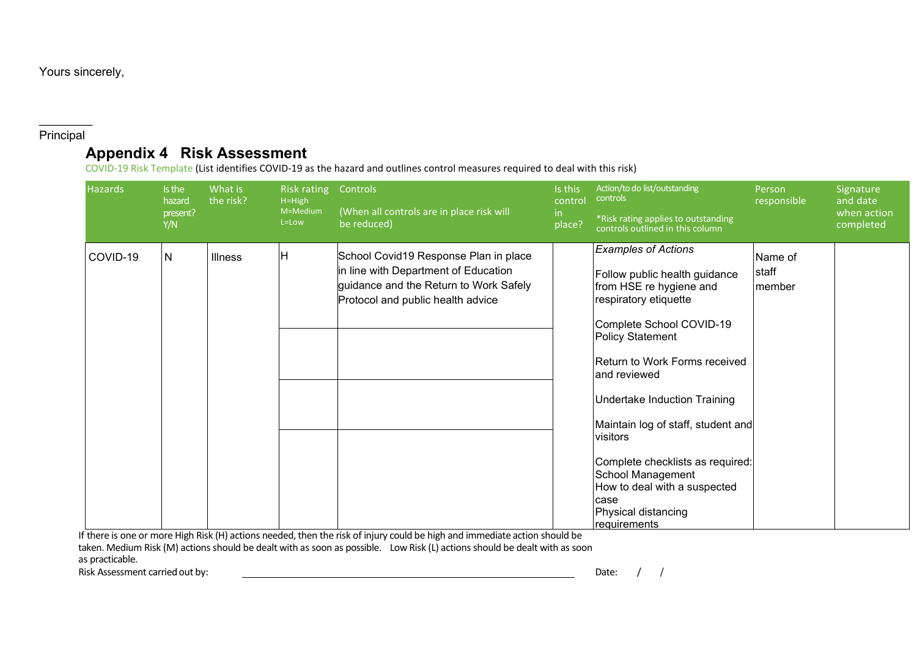Yours sincerely,

________
Principal

## Appendix 4 Risk Assessment

COVID-19 Risk Template (List identifies COVID-19 as the hazard and outlines control measures required to deal with this risk)

| Hazards | Is the hazard present? Y/N | What is the risk? | Risk rating H=High M=Medium L=Low | Controls (When all controls are in place risk will be reduced) | Is this control in place? | Action/to do list/outstanding controls *Risk rating applies to outstanding controls outlined in this column | Person responsible | Signature and date when action completed |
|---|---|---|---|---|---|---|---|---|
| COVID-19 | N | Illness | H | School Covid19 Response Plan in place in line with Department of Education guidance and the Return to Work Safely Protocol and public health advice | | *Examples of Actions*<br><br>Follow public health guidance from HSE re hygiene and respiratory etiquette<br><br>Complete School COVID-19 Policy Statement<br><br>Return to Work Forms received and reviewed<br><br>Undertake Induction Training<br><br>Maintain log of staff, student and visitors<br><br>Complete checklists as required:<br>School Management<br>How to deal with a suspected case<br>Physical distancing requirements | Name of staff member | |
| | | | | | | | | |
| | | | | | | | | |
| | | | | | | | | |

If there is one or more High Risk (H) actions needed, then the risk of injury could be high and immediate action should be taken. Medium Risk (M) actions should be dealt with as soon as possible. Low Risk (L) actions should be dealt with as soon as practicable.

Risk Assessment carried out by: ______________________________ Date: / /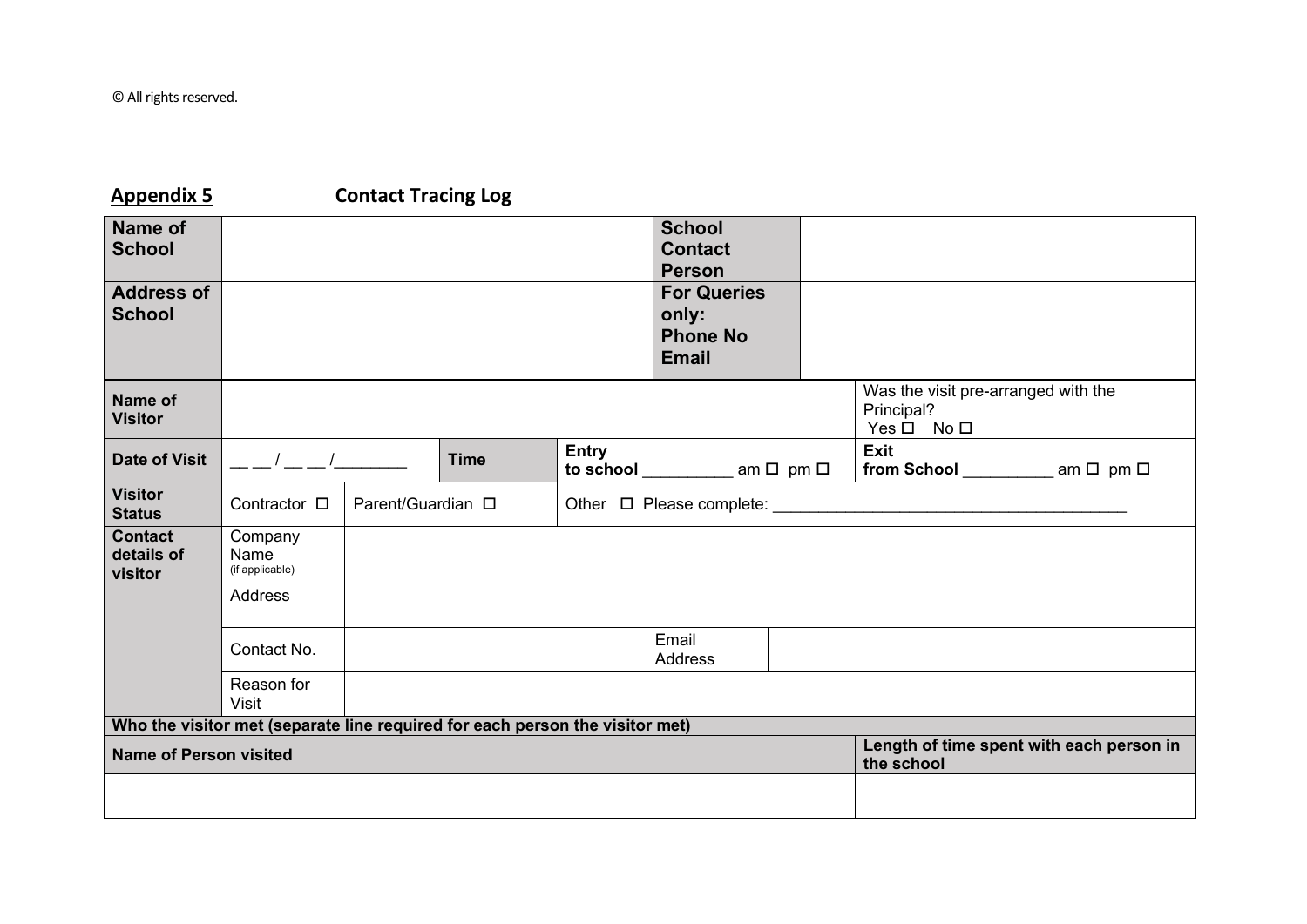© All rights reserved.

**Appendix 5** **Contact Tracing Log**

| **Name of School** | | | | | **School Contact Person** | | |
|---|---|---|---|---|---|---|---|
| **Address of School** | | | | | **For Queries only: Phone No** | | |
| | | | | | **Email** | | |
| **Name of Visitor** | | | | | | | Was the visit pre-arranged with the Principal? Yes ☐ No ☐ |
| **Date of Visit** | __ __ / __ __ /________ | | **Time** | **Entry to school** __________ am ☐ pm ☐ | | | **Exit from School** __________ am ☐ pm ☐ |
| **Visitor Status** | Contractor ☐ | Parent/Guardian ☐ | | Other ☐ Please complete: ______________________________________ | | | |
| **Contact details of visitor** | Company Name (if applicable) | | | | | | |
| | Address | | | | | | |
| | Contact No. | | | | Email Address | | |
| | Reason for Visit | | | | | | |
| **Who the visitor met (separate line required for each person the visitor met)** | | | | | | | |
| **Name of Person visited** | | | | | | | **Length of time spent with each person in the school** |
| | | | | | | | |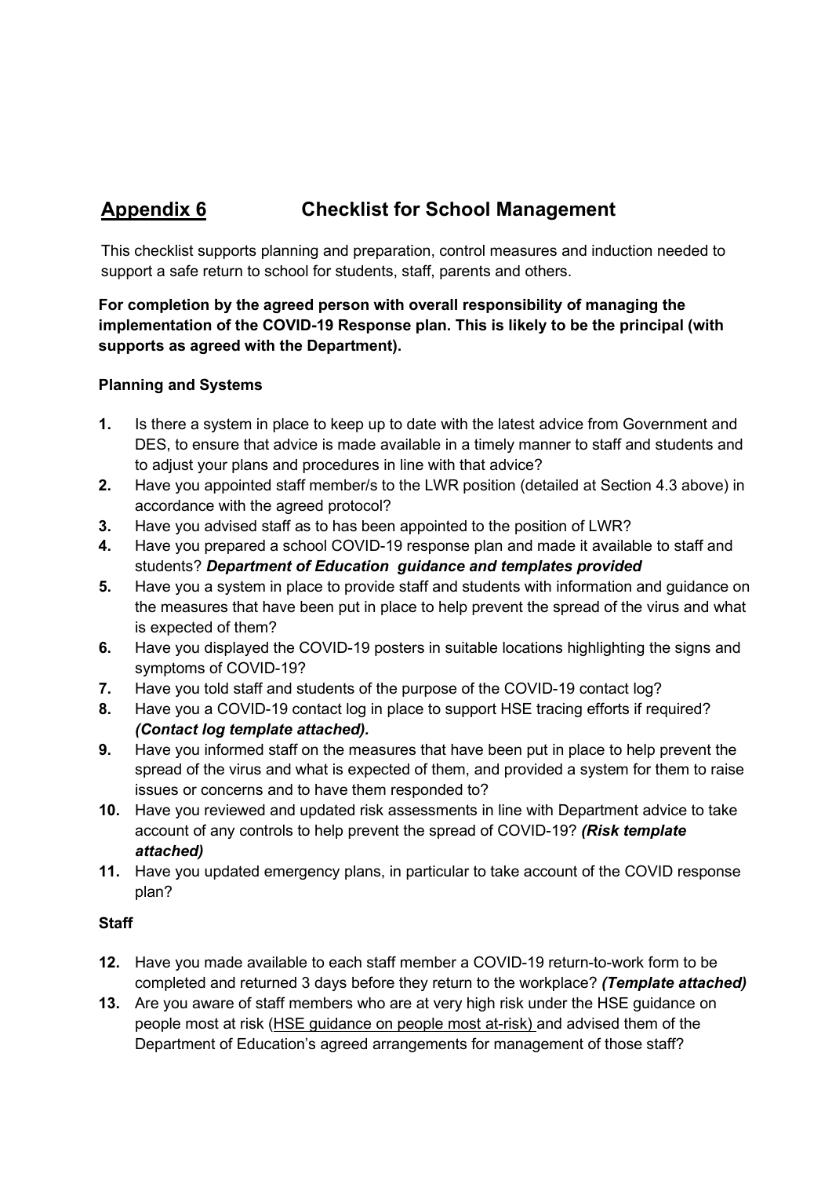## Appendix 6 Checklist for School Management

This checklist supports planning and preparation, control measures and induction needed to support a safe return to school for students, staff, parents and others.

**For completion by the agreed person with overall responsibility of managing the implementation of the COVID-19 Response plan. This is likely to be the principal (with supports as agreed with the Department).**

### Planning and Systems

1. Is there a system in place to keep up to date with the latest advice from Government and DES, to ensure that advice is made available in a timely manner to staff and students and to adjust your plans and procedures in line with that advice?
2. Have you appointed staff member/s to the LWR position (detailed at Section 4.3 above) in accordance with the agreed protocol?
3. Have you advised staff as to has been appointed to the position of LWR?
4. Have you prepared a school COVID-19 response plan and made it available to staff and students? ***Department of Education guidance and templates provided***
5. Have you a system in place to provide staff and students with information and guidance on the measures that have been put in place to help prevent the spread of the virus and what is expected of them?
6. Have you displayed the COVID-19 posters in suitable locations highlighting the signs and symptoms of COVID-19?
7. Have you told staff and students of the purpose of the COVID-19 contact log?
8. Have you a COVID-19 contact log in place to support HSE tracing efforts if required? ***(Contact log template attached).***
9. Have you informed staff on the measures that have been put in place to help prevent the spread of the virus and what is expected of them, and provided a system for them to raise issues or concerns and to have them responded to?
10. Have you reviewed and updated risk assessments in line with Department advice to take account of any controls to help prevent the spread of COVID-19? ***(Risk template attached)***
11. Have you updated emergency plans, in particular to take account of the COVID response plan?

### Staff

12. Have you made available to each staff member a COVID-19 return-to-work form to be completed and returned 3 days before they return to the workplace? ***(Template attached)***
13. Are you aware of staff members who are at very high risk under the HSE guidance on people most at risk (HSE guidance on people most at-risk) and advised them of the Department of Education's agreed arrangements for management of those staff?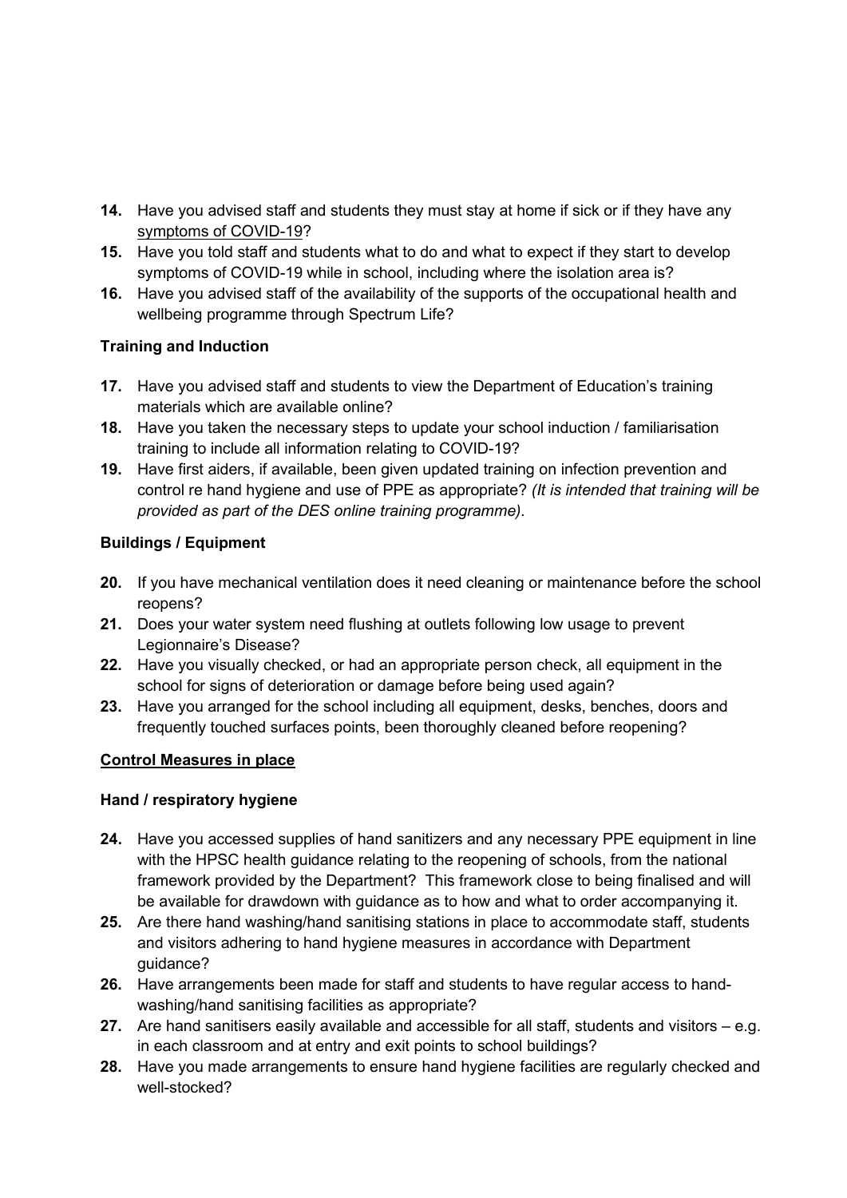14. Have you advised staff and students they must stay at home if sick or if they have any symptoms of COVID-19?
15. Have you told staff and students what to do and what to expect if they start to develop symptoms of COVID-19 while in school, including where the isolation area is?
16. Have you advised staff of the availability of the supports of the occupational health and wellbeing programme through Spectrum Life?

**Training and Induction**

17. Have you advised staff and students to view the Department of Education's training materials which are available online?
18. Have you taken the necessary steps to update your school induction / familiarisation training to include all information relating to COVID-19?
19. Have first aiders, if available, been given updated training on infection prevention and control re hand hygiene and use of PPE as appropriate? *(It is intended that training will be provided as part of the DES online training programme).*

**Buildings / Equipment**

20. If you have mechanical ventilation does it need cleaning or maintenance before the school reopens?
21. Does your water system need flushing at outlets following low usage to prevent Legionnaire's Disease?
22. Have you visually checked, or had an appropriate person check, all equipment in the school for signs of deterioration or damage before being used again?
23. Have you arranged for the school including all equipment, desks, benches, doors and frequently touched surfaces points, been thoroughly cleaned before reopening?

**Control Measures in place**

**Hand / respiratory hygiene**

24. Have you accessed supplies of hand sanitizers and any necessary PPE equipment in line with the HPSC health guidance relating to the reopening of schools, from the national framework provided by the Department? This framework close to being finalised and will be available for drawdown with guidance as to how and what to order accompanying it.
25. Are there hand washing/hand sanitising stations in place to accommodate staff, students and visitors adhering to hand hygiene measures in accordance with Department guidance?
26. Have arrangements been made for staff and students to have regular access to hand-washing/hand sanitising facilities as appropriate?
27. Are hand sanitisers easily available and accessible for all staff, students and visitors – e.g. in each classroom and at entry and exit points to school buildings?
28. Have you made arrangements to ensure hand hygiene facilities are regularly checked and well-stocked?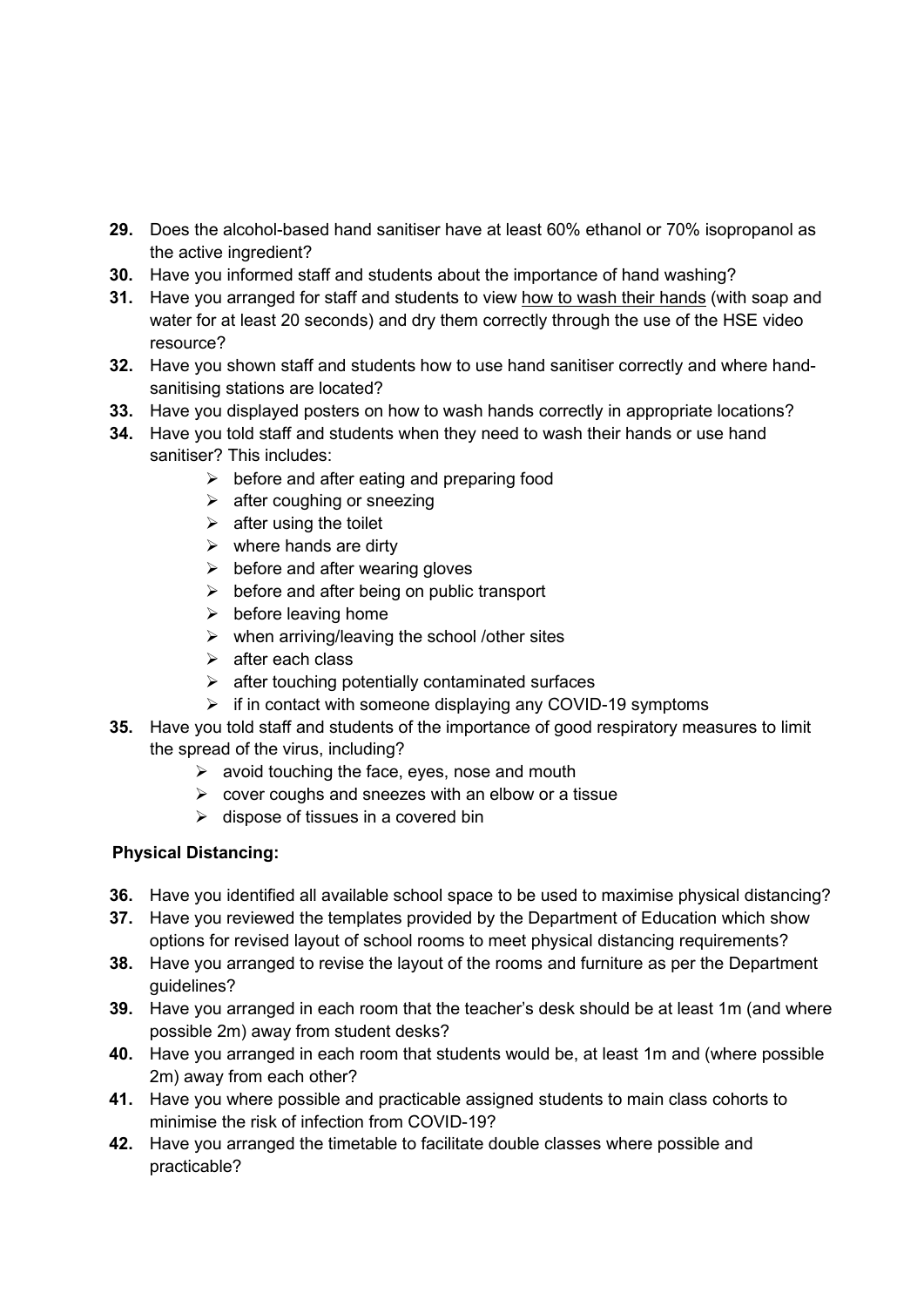**29.** Does the alcohol-based hand sanitiser have at least 60% ethanol or 70% isopropanol as the active ingredient?

**30.** Have you informed staff and students about the importance of hand washing?

**31.** Have you arranged for staff and students to view how to wash their hands (with soap and water for at least 20 seconds) and dry them correctly through the use of the HSE video resource?

**32.** Have you shown staff and students how to use hand sanitiser correctly and where hand-sanitising stations are located?

**33.** Have you displayed posters on how to wash hands correctly in appropriate locations?

**34.** Have you told staff and students when they need to wash their hands or use hand sanitiser? This includes:

- before and after eating and preparing food
- after coughing or sneezing
- after using the toilet
- where hands are dirty
- before and after wearing gloves
- before and after being on public transport
- before leaving home
- when arriving/leaving the school /other sites
- after each class
- after touching potentially contaminated surfaces
- if in contact with someone displaying any COVID-19 symptoms

**35.** Have you told staff and students of the importance of good respiratory measures to limit the spread of the virus, including?

- avoid touching the face, eyes, nose and mouth
- cover coughs and sneezes with an elbow or a tissue
- dispose of tissues in a covered bin

**Physical Distancing:**

**36.** Have you identified all available school space to be used to maximise physical distancing?

**37.** Have you reviewed the templates provided by the Department of Education which show options for revised layout of school rooms to meet physical distancing requirements?

**38.** Have you arranged to revise the layout of the rooms and furniture as per the Department guidelines?

**39.** Have you arranged in each room that the teacher's desk should be at least 1m (and where possible 2m) away from student desks?

**40.** Have you arranged in each room that students would be, at least 1m and (where possible 2m) away from each other?

**41.** Have you where possible and practicable assigned students to main class cohorts to minimise the risk of infection from COVID-19?

**42.** Have you arranged the timetable to facilitate double classes where possible and practicable?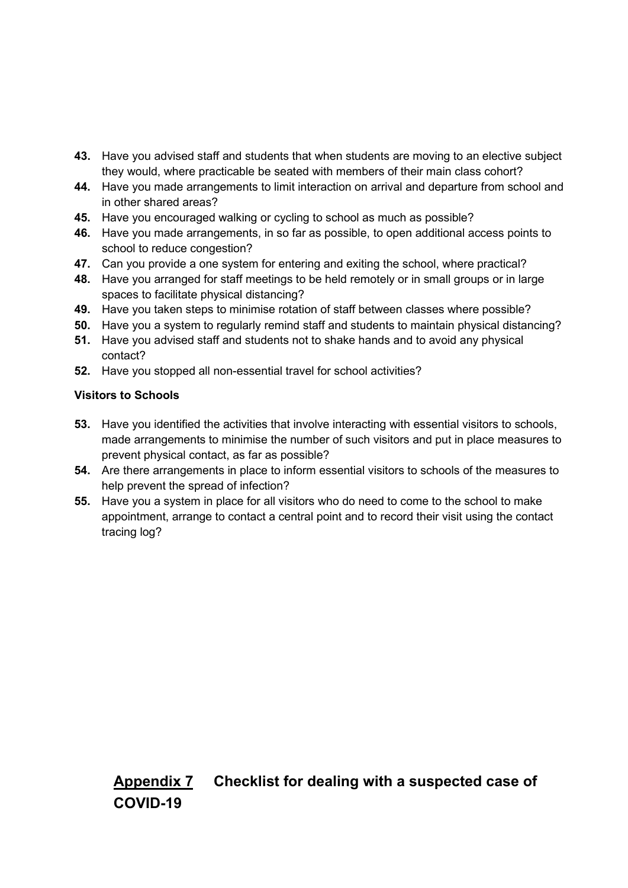43. Have you advised staff and students that when students are moving to an elective subject they would, where practicable be seated with members of their main class cohort?
44. Have you made arrangements to limit interaction on arrival and departure from school and in other shared areas?
45. Have you encouraged walking or cycling to school as much as possible?
46. Have you made arrangements, in so far as possible, to open additional access points to school to reduce congestion?
47. Can you provide a one system for entering and exiting the school, where practical?
48. Have you arranged for staff meetings to be held remotely or in small groups or in large spaces to facilitate physical distancing?
49. Have you taken steps to minimise rotation of staff between classes where possible?
50. Have you a system to regularly remind staff and students to maintain physical distancing?
51. Have you advised staff and students not to shake hands and to avoid any physical contact?
52. Have you stopped all non-essential travel for school activities?

**Visitors to Schools**

53. Have you identified the activities that involve interacting with essential visitors to schools, made arrangements to minimise the number of such visitors and put in place measures to prevent physical contact, as far as possible?
54. Are there arrangements in place to inform essential visitors to schools of the measures to help prevent the spread of infection?
55. Have you a system in place for all visitors who do need to come to the school to make appointment, arrange to contact a central point and to record their visit using the contact tracing log?

## Appendix 7 Checklist for dealing with a suspected case of COVID-19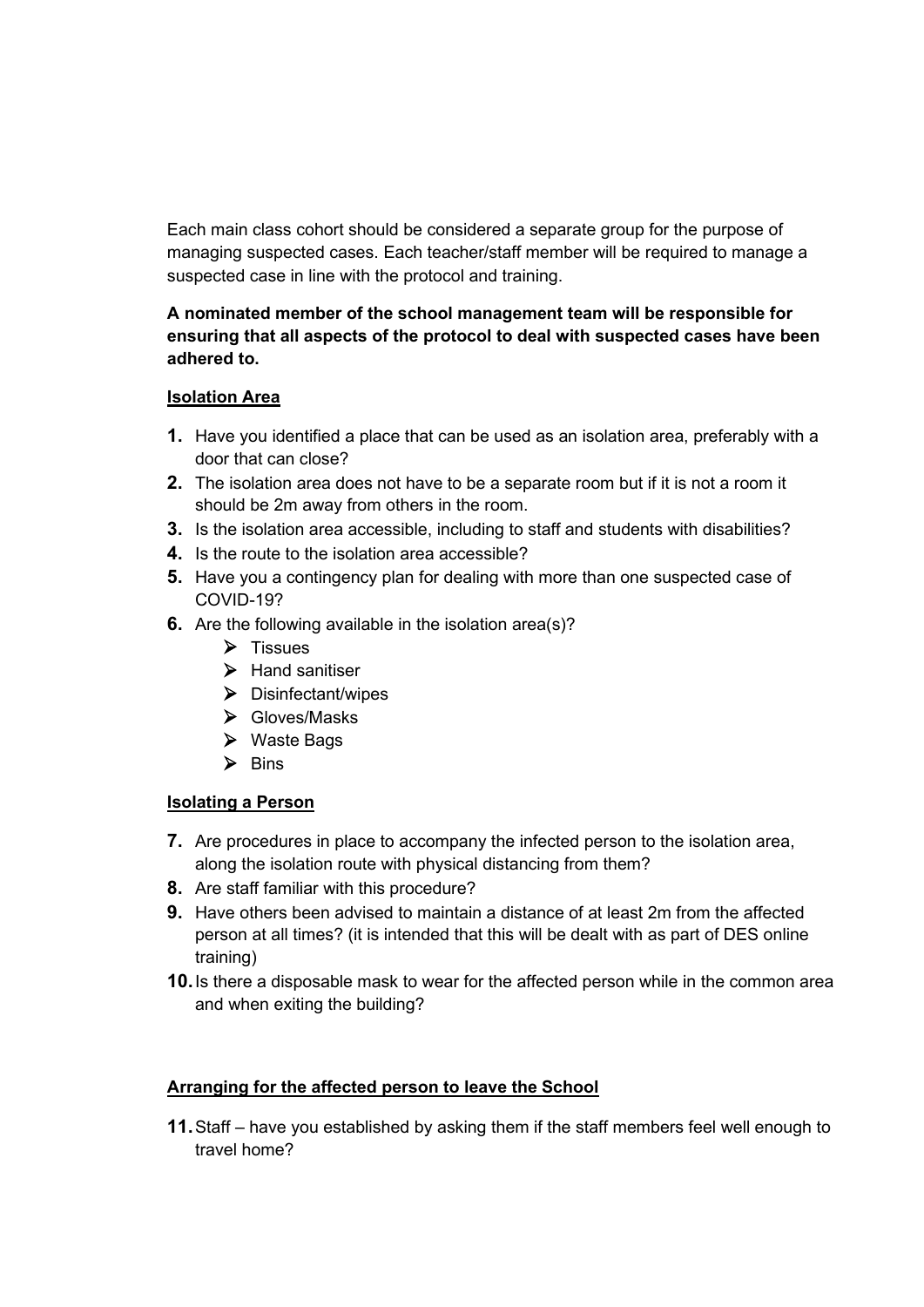Each main class cohort should be considered a separate group for the purpose of managing suspected cases. Each teacher/staff member will be required to manage a suspected case in line with the protocol and training.

**A nominated member of the school management team will be responsible for ensuring that all aspects of the protocol to deal with suspected cases have been adhered to.**

**Isolation Area**

1. Have you identified a place that can be used as an isolation area, preferably with a door that can close?
2. The isolation area does not have to be a separate room but if it is not a room it should be 2m away from others in the room.
3. Is the isolation area accessible, including to staff and students with disabilities?
4. Is the route to the isolation area accessible?
5. Have you a contingency plan for dealing with more than one suspected case of COVID-19?
6. Are the following available in the isolation area(s)?
   - Tissues
   - Hand sanitiser
   - Disinfectant/wipes
   - Gloves/Masks
   - Waste Bags
   - Bins

**Isolating a Person**

7. Are procedures in place to accompany the infected person to the isolation area, along the isolation route with physical distancing from them?
8. Are staff familiar with this procedure?
9. Have others been advised to maintain a distance of at least 2m from the affected person at all times? (it is intended that this will be dealt with as part of DES online training)
10. Is there a disposable mask to wear for the affected person while in the common area and when exiting the building?

**Arranging for the affected person to leave the School**

11. Staff – have you established by asking them if the staff members feel well enough to travel home?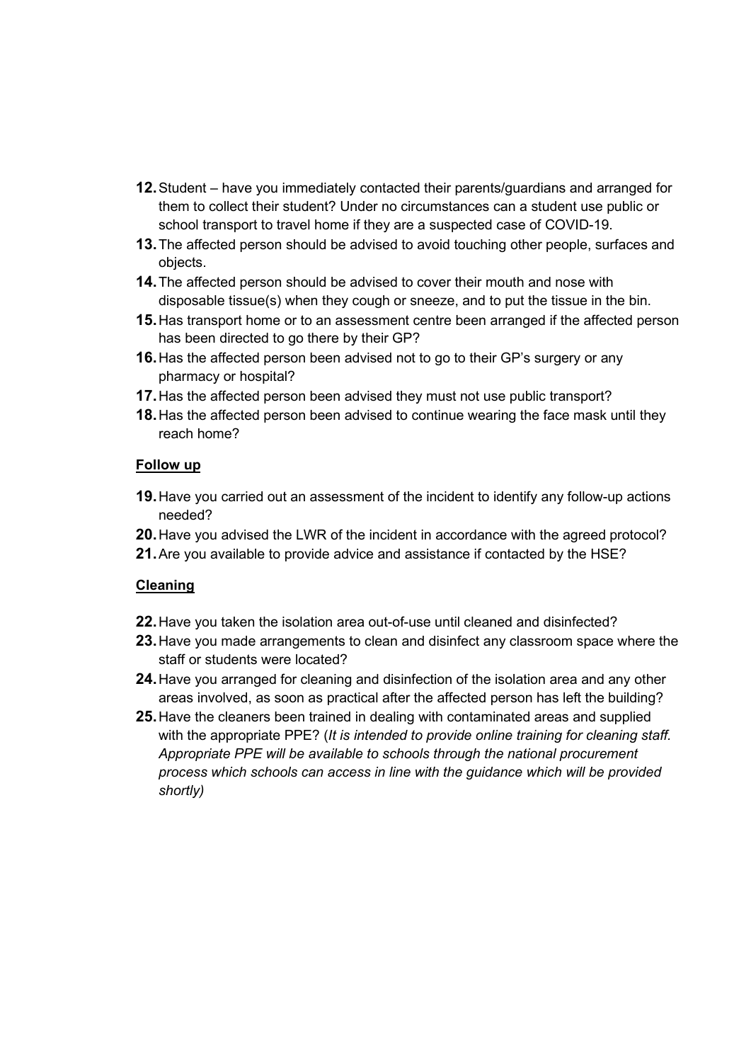12. Student – have you immediately contacted their parents/guardians and arranged for them to collect their student? Under no circumstances can a student use public or school transport to travel home if they are a suspected case of COVID-19.
13. The affected person should be advised to avoid touching other people, surfaces and objects.
14. The affected person should be advised to cover their mouth and nose with disposable tissue(s) when they cough or sneeze, and to put the tissue in the bin.
15. Has transport home or to an assessment centre been arranged if the affected person has been directed to go there by their GP?
16. Has the affected person been advised not to go to their GP's surgery or any pharmacy or hospital?
17. Has the affected person been advised they must not use public transport?
18. Has the affected person been advised to continue wearing the face mask until they reach home?

**Follow up**

19. Have you carried out an assessment of the incident to identify any follow-up actions needed?
20. Have you advised the LWR of the incident in accordance with the agreed protocol?
21. Are you available to provide advice and assistance if contacted by the HSE?

**Cleaning**

22. Have you taken the isolation area out-of-use until cleaned and disinfected?
23. Have you made arrangements to clean and disinfect any classroom space where the staff or students were located?
24. Have you arranged for cleaning and disinfection of the isolation area and any other areas involved, as soon as practical after the affected person has left the building?
25. Have the cleaners been trained in dealing with contaminated areas and supplied with the appropriate PPE? (*It is intended to provide online training for cleaning staff. Appropriate PPE will be available to schools through the national procurement process which schools can access in line with the guidance which will be provided shortly)*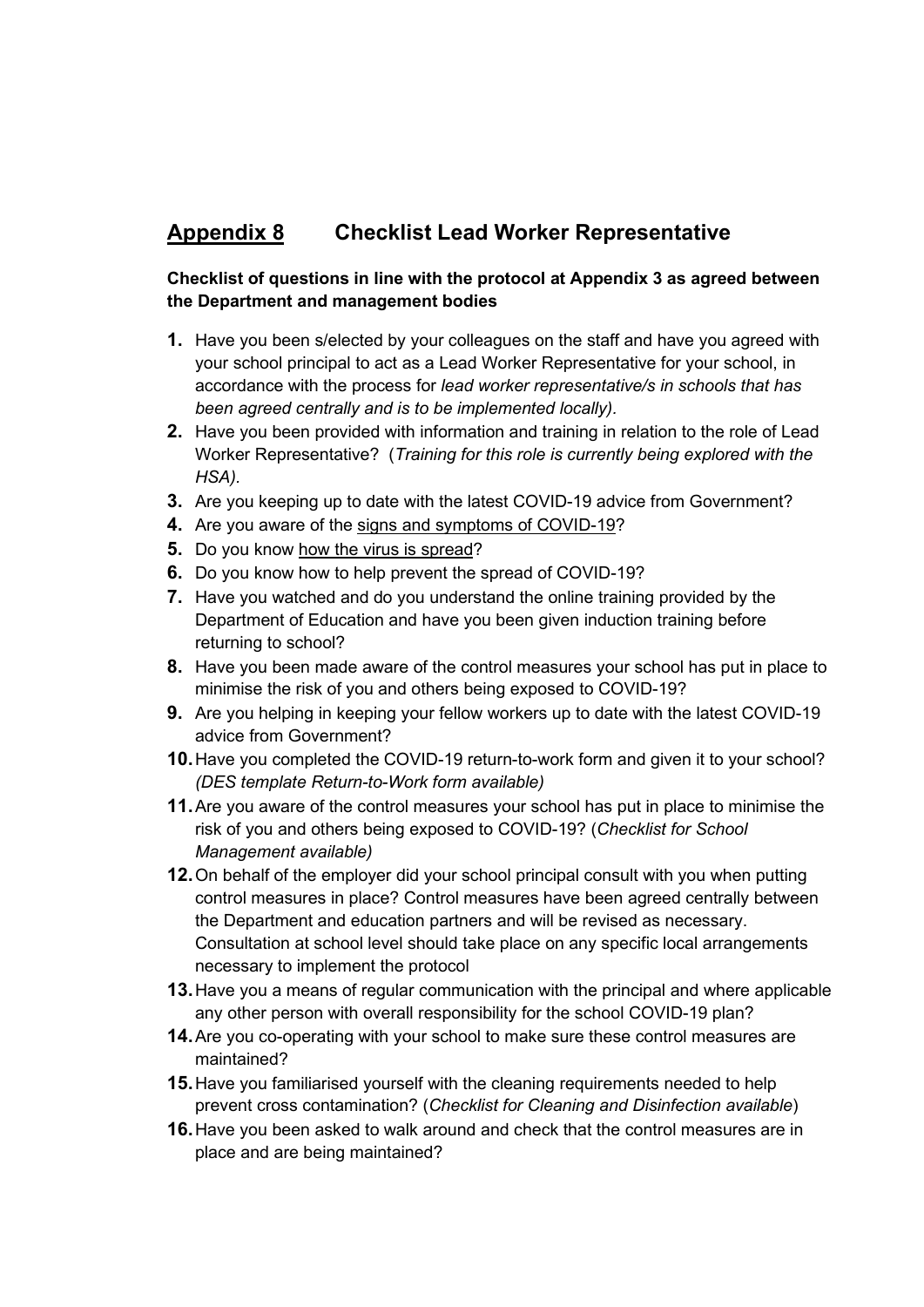## Appendix 8 Checklist Lead Worker Representative

**Checklist of questions in line with the protocol at Appendix 3 as agreed between the Department and management bodies**

1. Have you been s/elected by your colleagues on the staff and have you agreed with your school principal to act as a Lead Worker Representative for your school, in accordance with the process for *lead worker representative/s in schools that has been agreed centrally and is to be implemented locally).*
2. Have you been provided with information and training in relation to the role of Lead Worker Representative? (*Training for this role is currently being explored with the HSA).*
3. Are you keeping up to date with the latest COVID-19 advice from Government?
4. Are you aware of the signs and symptoms of COVID-19?
5. Do you know how the virus is spread?
6. Do you know how to help prevent the spread of COVID-19?
7. Have you watched and do you understand the online training provided by the Department of Education and have you been given induction training before returning to school?
8. Have you been made aware of the control measures your school has put in place to minimise the risk of you and others being exposed to COVID-19?
9. Are you helping in keeping your fellow workers up to date with the latest COVID-19 advice from Government?
10. Have you completed the COVID-19 return-to-work form and given it to your school? *(DES template Return-to-Work form available)*
11. Are you aware of the control measures your school has put in place to minimise the risk of you and others being exposed to COVID-19? (*Checklist for School Management available)*
12. On behalf of the employer did your school principal consult with you when putting control measures in place? Control measures have been agreed centrally between the Department and education partners and will be revised as necessary. Consultation at school level should take place on any specific local arrangements necessary to implement the protocol
13. Have you a means of regular communication with the principal and where applicable any other person with overall responsibility for the school COVID-19 plan?
14. Are you co-operating with your school to make sure these control measures are maintained?
15. Have you familiarised yourself with the cleaning requirements needed to help prevent cross contamination? (*Checklist for Cleaning and Disinfection available*)
16. Have you been asked to walk around and check that the control measures are in place and are being maintained?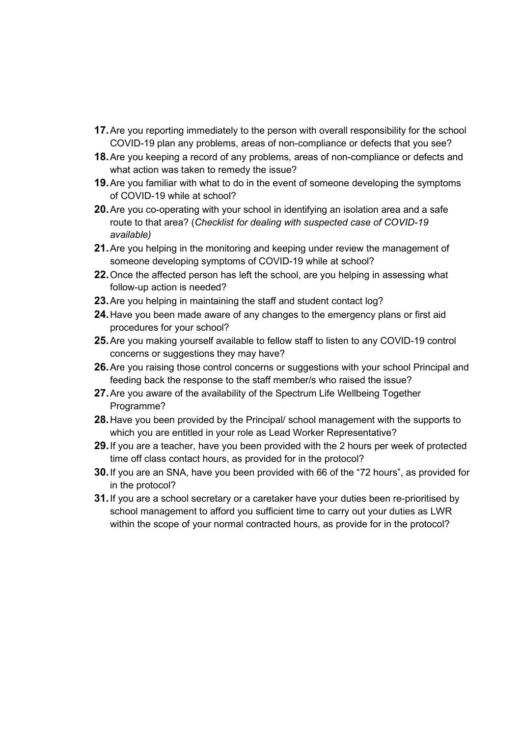17. Are you reporting immediately to the person with overall responsibility for the school COVID-19 plan any problems, areas of non-compliance or defects that you see?
18. Are you keeping a record of any problems, areas of non-compliance or defects and what action was taken to remedy the issue?
19. Are you familiar with what to do in the event of someone developing the symptoms of COVID-19 while at school?
20. Are you co-operating with your school in identifying an isolation area and a safe route to that area? (*Checklist for dealing with suspected case of COVID-19 available)*
21. Are you helping in the monitoring and keeping under review the management of someone developing symptoms of COVID-19 while at school?
22. Once the affected person has left the school, are you helping in assessing what follow-up action is needed?
23. Are you helping in maintaining the staff and student contact log?
24. Have you been made aware of any changes to the emergency plans or first aid procedures for your school?
25. Are you making yourself available to fellow staff to listen to any COVID-19 control concerns or suggestions they may have?
26. Are you raising those control concerns or suggestions with your school Principal and feeding back the response to the staff member/s who raised the issue?
27. Are you aware of the availability of the Spectrum Life Wellbeing Together Programme?
28. Have you been provided by the Principal/ school management with the supports to which you are entitled in your role as Lead Worker Representative?
29. If you are a teacher, have you been provided with the 2 hours per week of protected time off class contact hours, as provided for in the protocol?
30. If you are an SNA, have you been provided with 66 of the "72 hours", as provided for in the protocol?
31. If you are a school secretary or a caretaker have your duties been re-prioritised by school management to afford you sufficient time to carry out your duties as LWR within the scope of your normal contracted hours, as provide for in the protocol?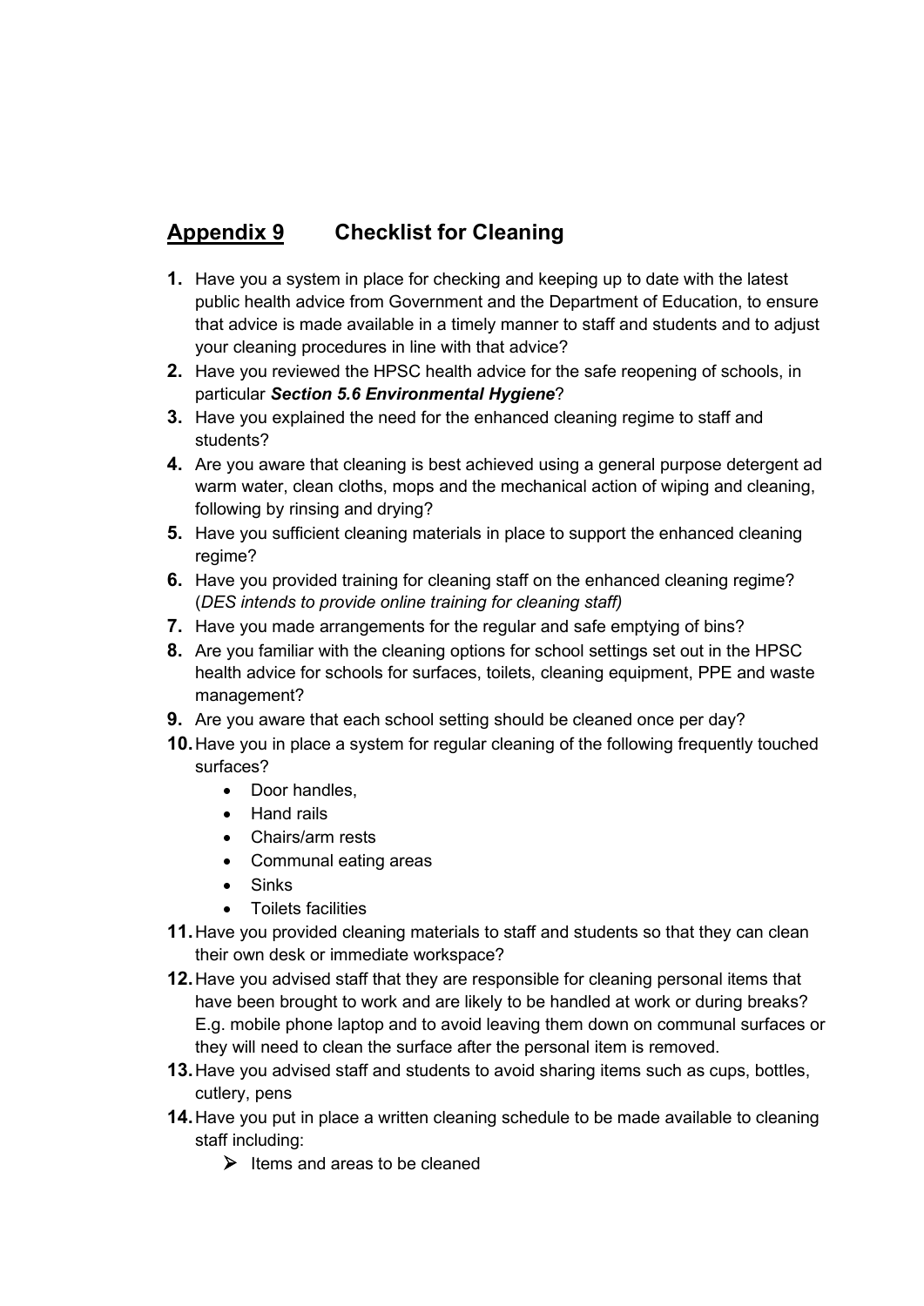## <u>Appendix 9</u> Checklist for Cleaning

1. Have you a system in place for checking and keeping up to date with the latest public health advice from Government and the Department of Education, to ensure that advice is made available in a timely manner to staff and students and to adjust your cleaning procedures in line with that advice?
2. Have you reviewed the HPSC health advice for the safe reopening of schools, in particular ***Section 5.6 Environmental Hygiene***?
3. Have you explained the need for the enhanced cleaning regime to staff and students?
4. Are you aware that cleaning is best achieved using a general purpose detergent ad warm water, clean cloths, mops and the mechanical action of wiping and cleaning, following by rinsing and drying?
5. Have you sufficient cleaning materials in place to support the enhanced cleaning regime?
6. Have you provided training for cleaning staff on the enhanced cleaning regime? (*DES intends to provide online training for cleaning staff)*
7. Have you made arrangements for the regular and safe emptying of bins?
8. Are you familiar with the cleaning options for school settings set out in the HPSC health advice for schools for surfaces, toilets, cleaning equipment, PPE and waste management?
9. Are you aware that each school setting should be cleaned once per day?
10. Have you in place a system for regular cleaning of the following frequently touched surfaces?
    - Door handles,
    - Hand rails
    - Chairs/arm rests
    - Communal eating areas
    - Sinks
    - Toilets facilities
11. Have you provided cleaning materials to staff and students so that they can clean their own desk or immediate workspace?
12. Have you advised staff that they are responsible for cleaning personal items that have been brought to work and are likely to be handled at work or during breaks? E.g. mobile phone laptop and to avoid leaving them down on communal surfaces or they will need to clean the surface after the personal item is removed.
13. Have you advised staff and students to avoid sharing items such as cups, bottles, cutlery, pens
14. Have you put in place a written cleaning schedule to be made available to cleaning staff including:
    - ➢ Items and areas to be cleaned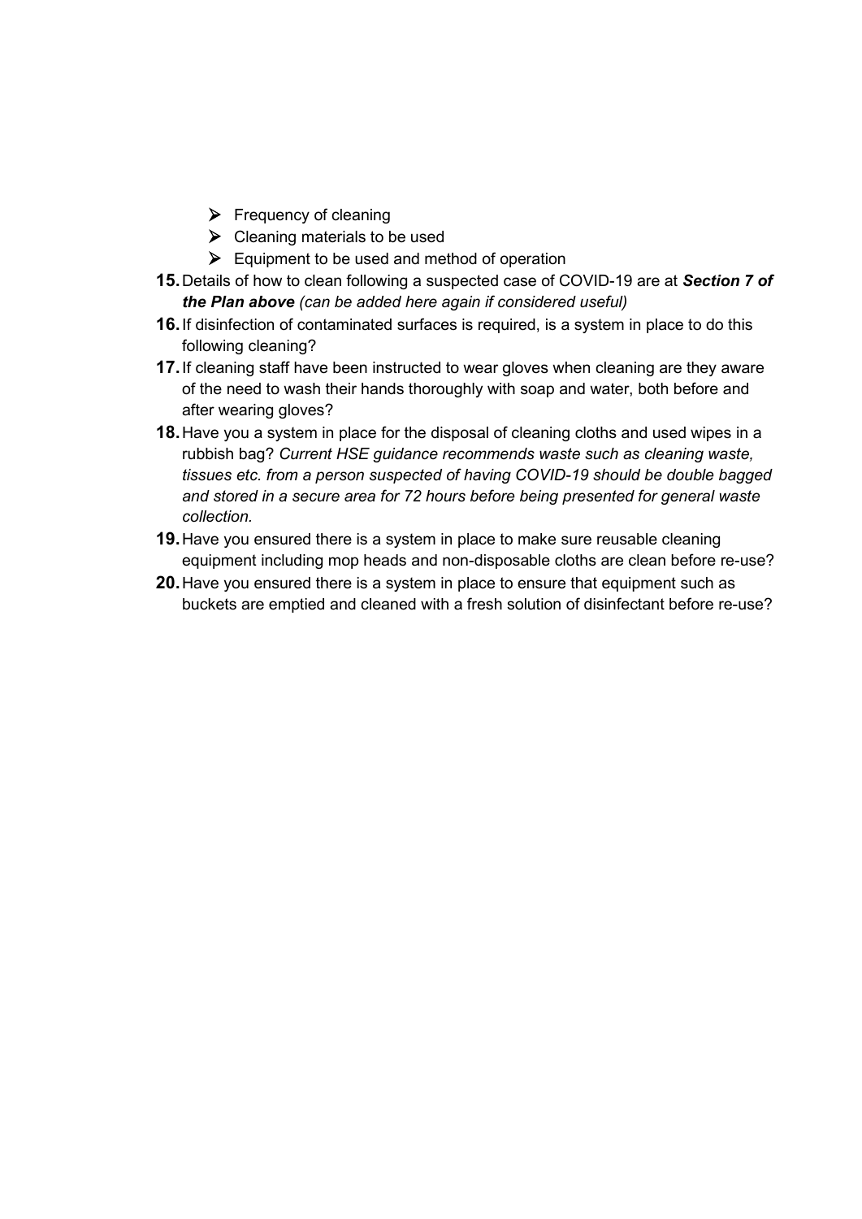- Frequency of cleaning
- Cleaning materials to be used
- Equipment to be used and method of operation

15. Details of how to clean following a suspected case of COVID-19 are at ***Section 7 of the Plan above*** *(can be added here again if considered useful)*
16. If disinfection of contaminated surfaces is required, is a system in place to do this following cleaning?
17. If cleaning staff have been instructed to wear gloves when cleaning are they aware of the need to wash their hands thoroughly with soap and water, both before and after wearing gloves?
18. Have you a system in place for the disposal of cleaning cloths and used wipes in a rubbish bag? *Current HSE guidance recommends waste such as cleaning waste, tissues etc. from a person suspected of having COVID-19 should be double bagged and stored in a secure area for 72 hours before being presented for general waste collection.*
19. Have you ensured there is a system in place to make sure reusable cleaning equipment including mop heads and non-disposable cloths are clean before re-use?
20. Have you ensured there is a system in place to ensure that equipment such as buckets are emptied and cleaned with a fresh solution of disinfectant before re-use?